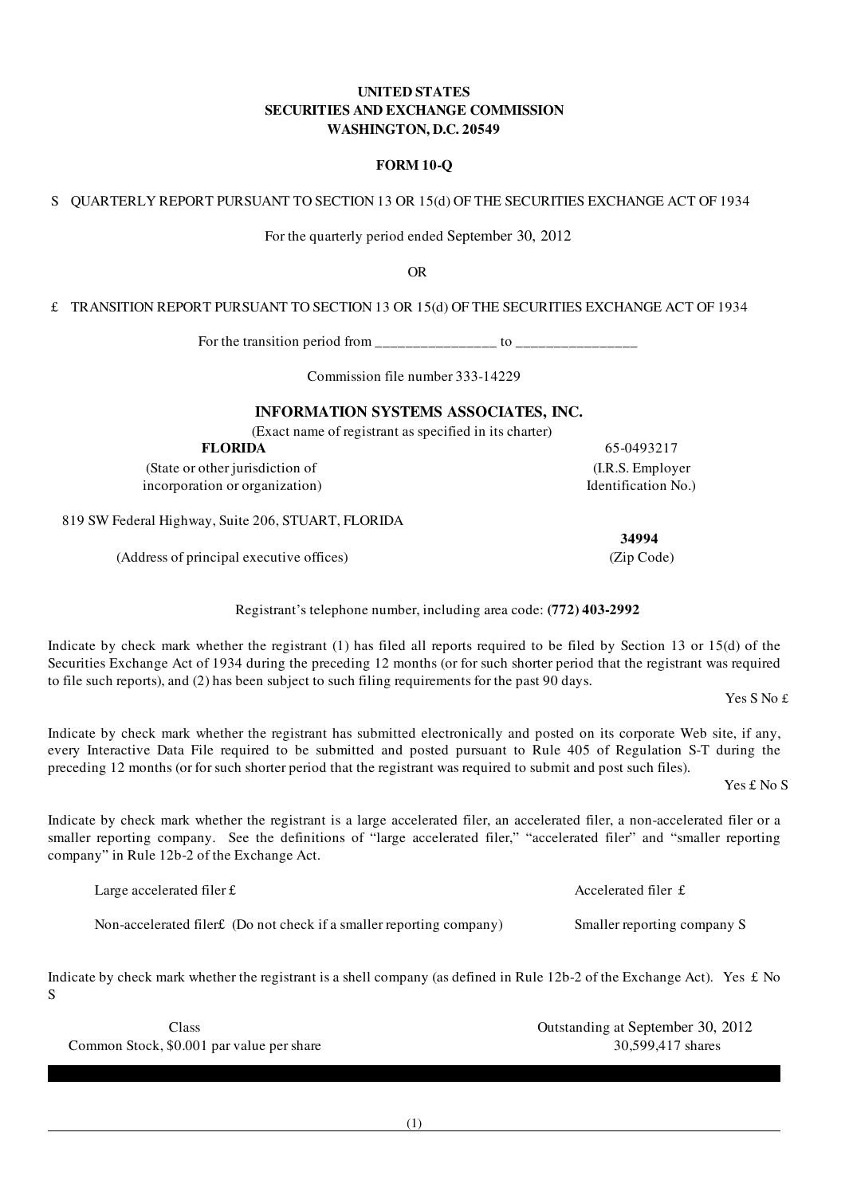**UNITED STATES**
**SECURITIES AND EXCHANGE COMMISSION**
**WASHINGTON, D.C. 20549**

**FORM 10-Q**

S QUARTERLY REPORT PURSUANT TO SECTION 13 OR 15(d) OF THE SECURITIES EXCHANGE ACT OF 1934

For the quarterly period ended September 30, 2012

OR

£ TRANSITION REPORT PURSUANT TO SECTION 13 OR 15(d) OF THE SECURITIES EXCHANGE ACT OF 1934

For the transition period from ________________ to ________________

Commission file number 333-14229

**INFORMATION SYSTEMS ASSOCIATES, INC.**

(Exact name of registrant as specified in its charter)

| | |
|---|---|
| **FLORIDA** | 65-0493217 |
| (State or other jurisdiction of incorporation or organization) | (I.R.S. Employer Identification No.) |
| 819 SW Federal Highway, Suite 206, STUART, FLORIDA | **34994** |
| (Address of principal executive offices) | (Zip Code) |

Registrant's telephone number, including area code: **(772) 403-2992**

Indicate by check mark whether the registrant (1) has filed all reports required to be filed by Section 13 or 15(d) of the Securities Exchange Act of 1934 during the preceding 12 months (or for such shorter period that the registrant was required to file such reports), and (2) has been subject to such filing requirements for the past 90 days.

Yes S No £

Indicate by check mark whether the registrant has submitted electronically and posted on its corporate Web site, if any, every Interactive Data File required to be submitted and posted pursuant to Rule 405 of Regulation S-T during the preceding 12 months (or for such shorter period that the registrant was required to submit and post such files).

Yes £ No S

Indicate by check mark whether the registrant is a large accelerated filer, an accelerated filer, a non-accelerated filer or a smaller reporting company. See the definitions of "large accelerated filer," "accelerated filer" and "smaller reporting company" in Rule 12b-2 of the Exchange Act.

| | |
|---|---|
| Large accelerated filer £ | Accelerated filer £ |
| Non-accelerated filer£ (Do not check if a smaller reporting company) | Smaller reporting company S |

Indicate by check mark whether the registrant is a shell company (as defined in Rule 12b-2 of the Exchange Act). Yes £ No S

| Class | Outstanding at September 30, 2012 |
|---|---|
| Common Stock, $0.001 par value per share | 30,599,417 shares |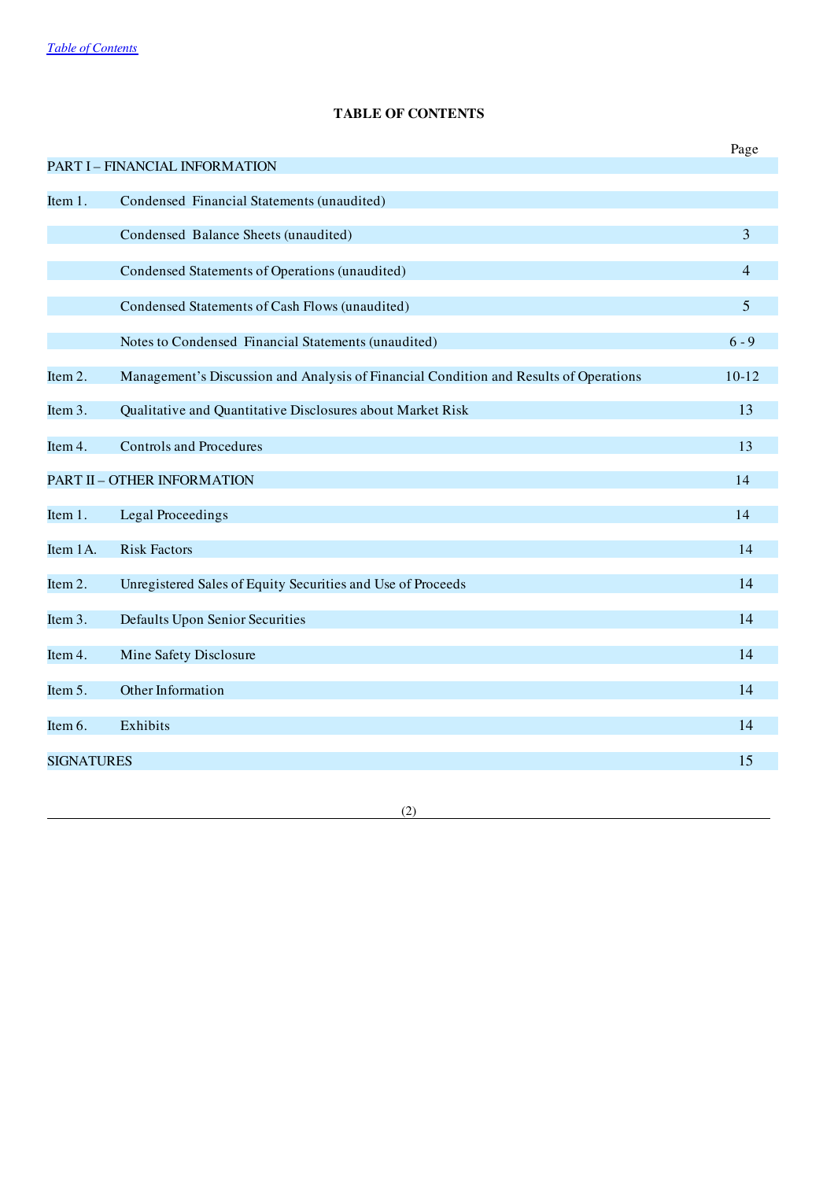# TABLE OF CONTENTS

| | | Page |
|---|---|---|
| PART I – FINANCIAL INFORMATION | | |
| Item 1. | Condensed Financial Statements (unaudited) | |
| | Condensed Balance Sheets (unaudited) | 3 |
| | Condensed Statements of Operations (unaudited) | 4 |
| | Condensed Statements of Cash Flows (unaudited) | 5 |
| | Notes to Condensed Financial Statements (unaudited) | 6 - 9 |
| Item 2. | Management's Discussion and Analysis of Financial Condition and Results of Operations | 10-12 |
| Item 3. | Qualitative and Quantitative Disclosures about Market Risk | 13 |
| Item 4. | Controls and Procedures | 13 |
| PART II – OTHER INFORMATION | | 14 |
| Item 1. | Legal Proceedings | 14 |
| Item 1A. | Risk Factors | 14 |
| Item 2. | Unregistered Sales of Equity Securities and Use of Proceeds | 14 |
| Item 3. | Defaults Upon Senior Securities | 14 |
| Item 4. | Mine Safety Disclosure | 14 |
| Item 5. | Other Information | 14 |
| Item 6. | Exhibits | 14 |
| SIGNATURES | | 15 |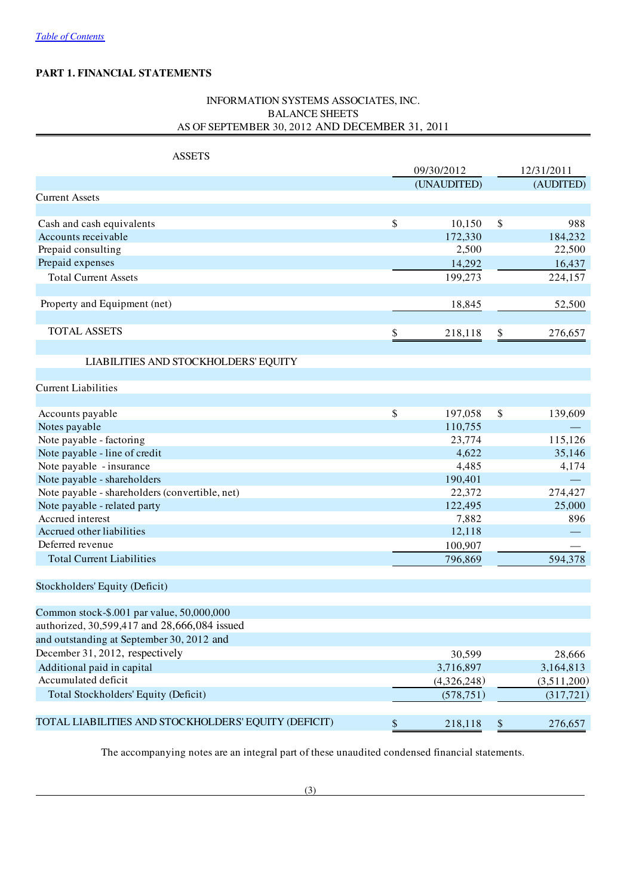[Table of Contents](#)

**PART 1. FINANCIAL STATEMENTS**

INFORMATION SYSTEMS ASSOCIATES, INC.
BALANCE SHEETS
AS OF SEPTEMBER 30, 2012 AND DECEMBER 31, 2011

| ASSETS | 09/30/2012 | 12/31/2011 |
|---|---|---|
| | (UNAUDITED) | (AUDITED) |
| Current Assets | | |
| Cash and cash equivalents | $ 10,150 | $ 988 |
| Accounts receivable | 172,330 | 184,232 |
| Prepaid consulting | 2,500 | 22,500 |
| Prepaid expenses | 14,292 | 16,437 |
| Total Current Assets | 199,273 | 224,157 |
| Property and Equipment (net) | 18,845 | 52,500 |
| TOTAL ASSETS | $ 218,118 | $ 276,657 |
| LIABILITIES AND STOCKHOLDERS' EQUITY | | |
| Current Liabilities | | |
| Accounts payable | $ 197,058 | $ 139,609 |
| Notes payable | 110,755 | — |
| Note payable - factoring | 23,774 | 115,126 |
| Note payable - line of credit | 4,622 | 35,146 |
| Note payable - insurance | 4,485 | 4,174 |
| Note payable - shareholders | 190,401 | — |
| Note payable - shareholders (convertible, net) | 22,372 | 274,427 |
| Note payable - related party | 122,495 | 25,000 |
| Accrued interest | 7,882 | 896 |
| Accrued other liabilities | 12,118 | — |
| Deferred revenue | 100,907 | — |
| Total Current Liabilities | 796,869 | 594,378 |
| Stockholders' Equity (Deficit) | | |
| Common stock-$.001 par value, 50,000,000 authorized, 30,599,417 and 28,666,084 issued and outstanding at September 30, 2012 and December 31, 2012, respectively | 30,599 | 28,666 |
| Additional paid in capital | 3,716,897 | 3,164,813 |
| Accumulated deficit | (4,326,248) | (3,511,200) |
| Total Stockholders' Equity (Deficit) | (578,751) | (317,721) |
| TOTAL LIABILITIES AND STOCKHOLDERS' EQUITY (DEFICIT) | $ 218,118 | $ 276,657 |

The accompanying notes are an integral part of these unaudited condensed financial statements.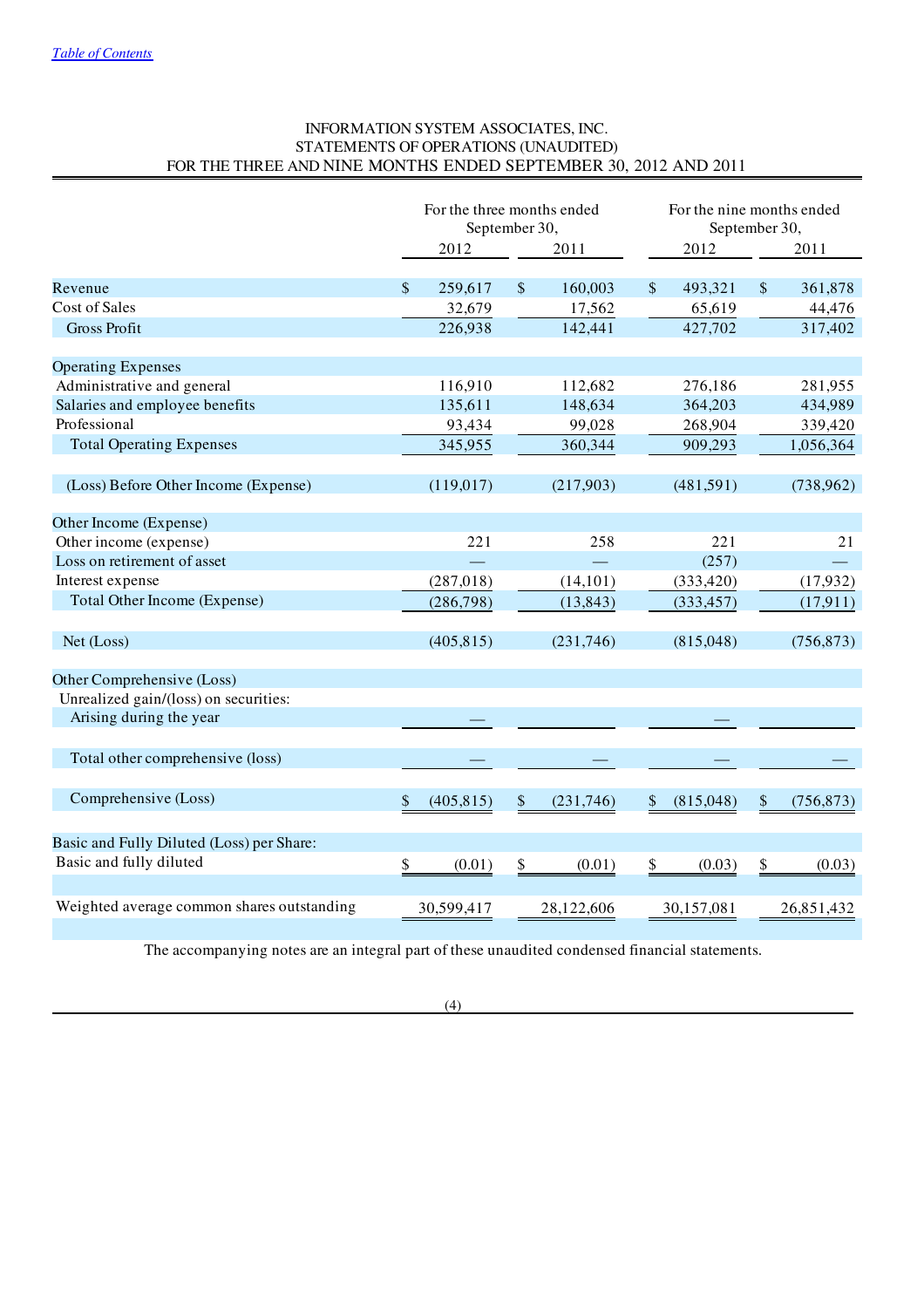INFORMATION SYSTEM ASSOCIATES, INC.
STATEMENTS OF OPERATIONS (UNAUDITED)
FOR THE THREE AND NINE MONTHS ENDED SEPTEMBER 30, 2012 AND 2011

| | For the three months ended September 30, | | For the nine months ended September 30, | |
|---|---|---|---|---|
| | 2012 | 2011 | 2012 | 2011 |
| Revenue | $ 259,617 | $ 160,003 | $ 493,321 | $ 361,878 |
| Cost of Sales | 32,679 | 17,562 | 65,619 | 44,476 |
| Gross Profit | 226,938 | 142,441 | 427,702 | 317,402 |
| | | | | |
| Operating Expenses | | | | |
| Administrative and general | 116,910 | 112,682 | 276,186 | 281,955 |
| Salaries and employee benefits | 135,611 | 148,634 | 364,203 | 434,989 |
| Professional | 93,434 | 99,028 | 268,904 | 339,420 |
| Total Operating Expenses | 345,955 | 360,344 | 909,293 | 1,056,364 |
| | | | | |
| (Loss) Before Other Income (Expense) | (119,017) | (217,903) | (481,591) | (738,962) |
| | | | | |
| Other Income (Expense) | | | | |
| Other income (expense) | 221 | 258 | 221 | 21 |
| Loss on retirement of asset | — | — | (257) | — |
| Interest expense | (287,018) | (14,101) | (333,420) | (17,932) |
| Total Other Income (Expense) | (286,798) | (13,843) | (333,457) | (17,911) |
| | | | | |
| Net (Loss) | (405,815) | (231,746) | (815,048) | (756,873) |
| | | | | |
| Other Comprehensive (Loss) | | | | |
| Unrealized gain/(loss) on securities: | | | | |
| Arising during the year | — | | — | |
| | | | | |
| Total other comprehensive (loss) | — | — | — | — |
| | | | | |
| Comprehensive (Loss) | $ (405,815) | $ (231,746) | $ (815,048) | $ (756,873) |
| | | | | |
| Basic and Fully Diluted (Loss) per Share: | | | | |
| Basic and fully diluted | $ (0.01) | $ (0.01) | $ (0.03) | $ (0.03) |
| | | | | |
| Weighted average common shares outstanding | 30,599,417 | 28,122,606 | 30,157,081 | 26,851,432 |

The accompanying notes are an integral part of these unaudited condensed financial statements.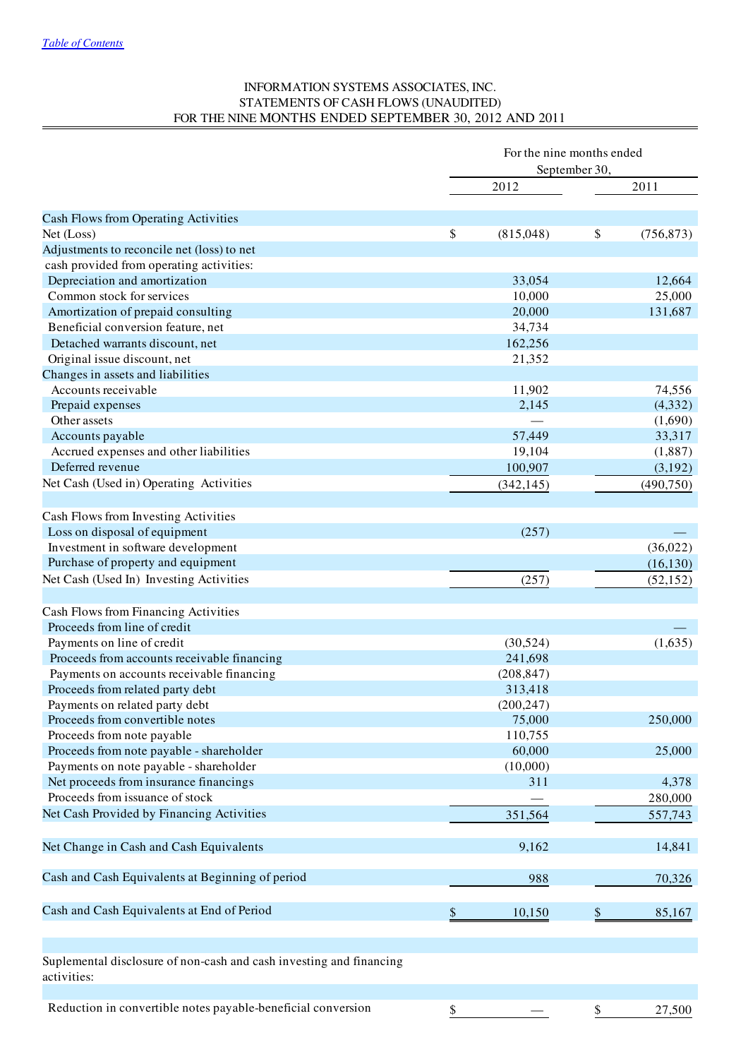[Table of Contents](#)

INFORMATION SYSTEMS ASSOCIATES, INC.
STATEMENTS OF CASH FLOWS (UNAUDITED)
FOR THE NINE MONTHS ENDED SEPTEMBER 30, 2012 AND 2011

| | For the nine months ended September 30, | |
|---|---|---|
| | 2012 | 2011 |
| Cash Flows from Operating Activities | | |
| Net (Loss) | $ (815,048) | $ (756,873) |
| Adjustments to reconcile net (loss) to net cash provided from operating activities: | | |
| Depreciation and amortization | 33,054 | 12,664 |
| Common stock for services | 10,000 | 25,000 |
| Amortization of prepaid consulting | 20,000 | 131,687 |
| Beneficial conversion feature, net | 34,734 | |
| Detached warrants discount, net | 162,256 | |
| Original issue discount, net | 21,352 | |
| Changes in assets and liabilities | | |
| Accounts receivable | 11,902 | 74,556 |
| Prepaid expenses | 2,145 | (4,332) |
| Other assets | — | (1,690) |
| Accounts payable | 57,449 | 33,317 |
| Accrued expenses and other liabilities | 19,104 | (1,887) |
| Deferred revenue | 100,907 | (3,192) |
| Net Cash (Used in) Operating Activities | (342,145) | (490,750) |
| | | |
| Cash Flows from Investing Activities | | |
| Loss on disposal of equipment | (257) | — |
| Investment in software development | | (36,022) |
| Purchase of property and equipment | | (16,130) |
| Net Cash (Used In) Investing Activities | (257) | (52,152) |
| | | |
| Cash Flows from Financing Activities | | |
| Proceeds from line of credit | | — |
| Payments on line of credit | (30,524) | (1,635) |
| Proceeds from accounts receivable financing | 241,698 | |
| Payments on accounts receivable financing | (208,847) | |
| Proceeds from related party debt | 313,418 | |
| Payments on related party debt | (200,247) | |
| Proceeds from convertible notes | 75,000 | 250,000 |
| Proceeds from note payable | 110,755 | |
| Proceeds from note payable - shareholder | 60,000 | 25,000 |
| Payments on note payable - shareholder | (10,000) | |
| Net proceeds from insurance financings | 311 | 4,378 |
| Proceeds from issuance of stock | — | 280,000 |
| Net Cash Provided by Financing Activities | 351,564 | 557,743 |
| | | |
| Net Change in Cash and Cash Equivalents | 9,162 | 14,841 |
| | | |
| Cash and Cash Equivalents at Beginning of period | 988 | 70,326 |
| | | |
| Cash and Cash Equivalents at End of Period | $ 10,150 | $ 85,167 |
| | | |
| Suplemental disclosure of non-cash and cash investing and financing activities: | | |
| | | |
| Reduction in convertible notes payable-beneficial conversion | $ — | $ 27,500 |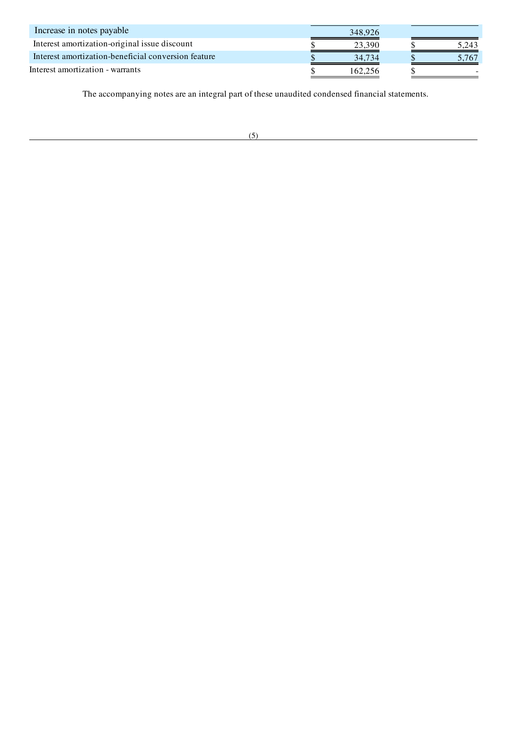| | | |
|---|---|---|
| Increase in notes payable | 348,926 | |
| Interest amortization-original issue discount | $ 23,390 | $ 5,243 |
| Interest amortization-beneficial conversion feature | $ 34,734 | $ 5,767 |
| Interest amortization - warrants | $ 162,256 | $ - |

The accompanying notes are an integral part of these unaudited condensed financial statements.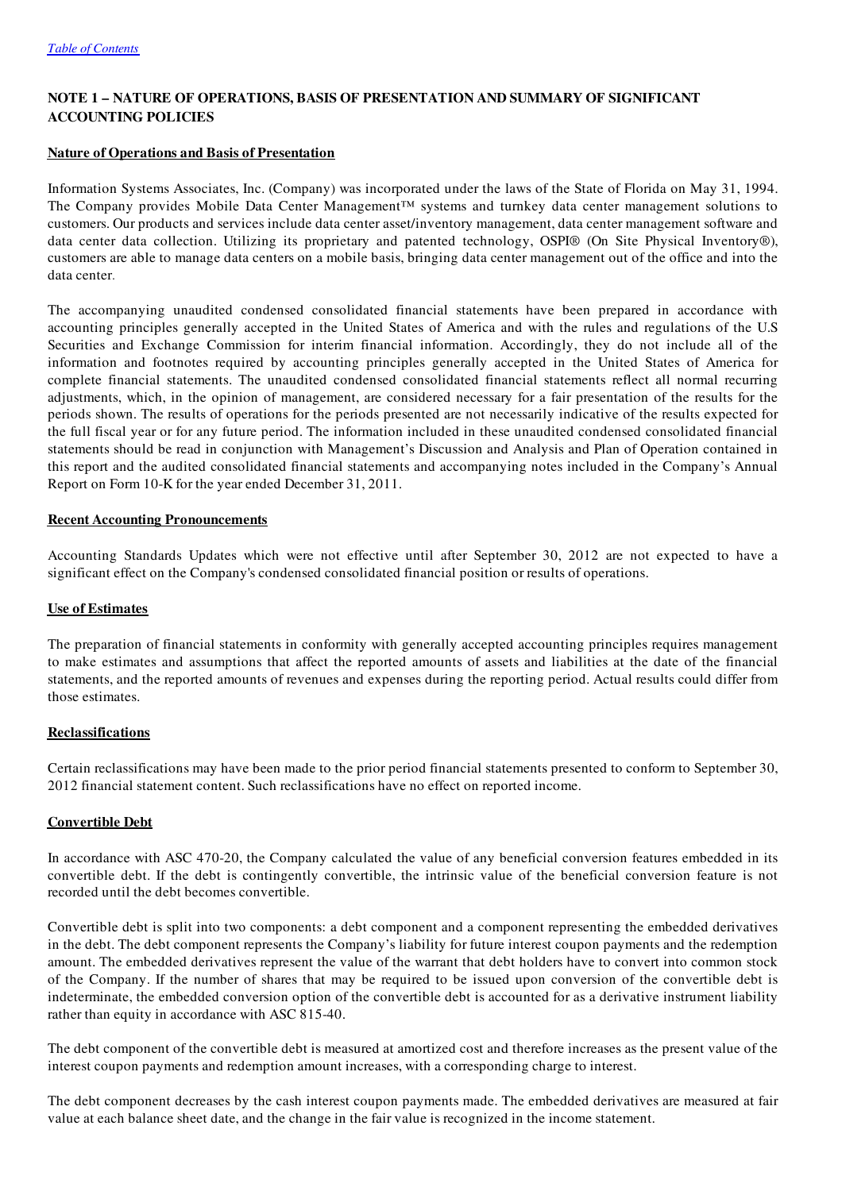[Table of Contents](#)

## NOTE 1 – NATURE OF OPERATIONS, BASIS OF PRESENTATION AND SUMMARY OF SIGNIFICANT ACCOUNTING POLICIES

### Nature of Operations and Basis of Presentation

Information Systems Associates, Inc. (Company) was incorporated under the laws of the State of Florida on May 31, 1994. The Company provides Mobile Data Center Management™ systems and turnkey data center management solutions to customers. Our products and services include data center asset/inventory management, data center management software and data center data collection. Utilizing its proprietary and patented technology, OSPI® (On Site Physical Inventory®), customers are able to manage data centers on a mobile basis, bringing data center management out of the office and into the data center.

The accompanying unaudited condensed consolidated financial statements have been prepared in accordance with accounting principles generally accepted in the United States of America and with the rules and regulations of the U.S Securities and Exchange Commission for interim financial information. Accordingly, they do not include all of the information and footnotes required by accounting principles generally accepted in the United States of America for complete financial statements. The unaudited condensed consolidated financial statements reflect all normal recurring adjustments, which, in the opinion of management, are considered necessary for a fair presentation of the results for the periods shown. The results of operations for the periods presented are not necessarily indicative of the results expected for the full fiscal year or for any future period. The information included in these unaudited condensed consolidated financial statements should be read in conjunction with Management's Discussion and Analysis and Plan of Operation contained in this report and the audited consolidated financial statements and accompanying notes included in the Company's Annual Report on Form 10-K for the year ended December 31, 2011.

### Recent Accounting Pronouncements

Accounting Standards Updates which were not effective until after September 30, 2012 are not expected to have a significant effect on the Company's condensed consolidated financial position or results of operations.

### Use of Estimates

The preparation of financial statements in conformity with generally accepted accounting principles requires management to make estimates and assumptions that affect the reported amounts of assets and liabilities at the date of the financial statements, and the reported amounts of revenues and expenses during the reporting period. Actual results could differ from those estimates.

### Reclassifications

Certain reclassifications may have been made to the prior period financial statements presented to conform to September 30, 2012 financial statement content. Such reclassifications have no effect on reported income.

### Convertible Debt

In accordance with ASC 470-20, the Company calculated the value of any beneficial conversion features embedded in its convertible debt. If the debt is contingently convertible, the intrinsic value of the beneficial conversion feature is not recorded until the debt becomes convertible.

Convertible debt is split into two components: a debt component and a component representing the embedded derivatives in the debt. The debt component represents the Company's liability for future interest coupon payments and the redemption amount. The embedded derivatives represent the value of the warrant that debt holders have to convert into common stock of the Company. If the number of shares that may be required to be issued upon conversion of the convertible debt is indeterminate, the embedded conversion option of the convertible debt is accounted for as a derivative instrument liability rather than equity in accordance with ASC 815-40.

The debt component of the convertible debt is measured at amortized cost and therefore increases as the present value of the interest coupon payments and redemption amount increases, with a corresponding charge to interest.

The debt component decreases by the cash interest coupon payments made. The embedded derivatives are measured at fair value at each balance sheet date, and the change in the fair value is recognized in the income statement.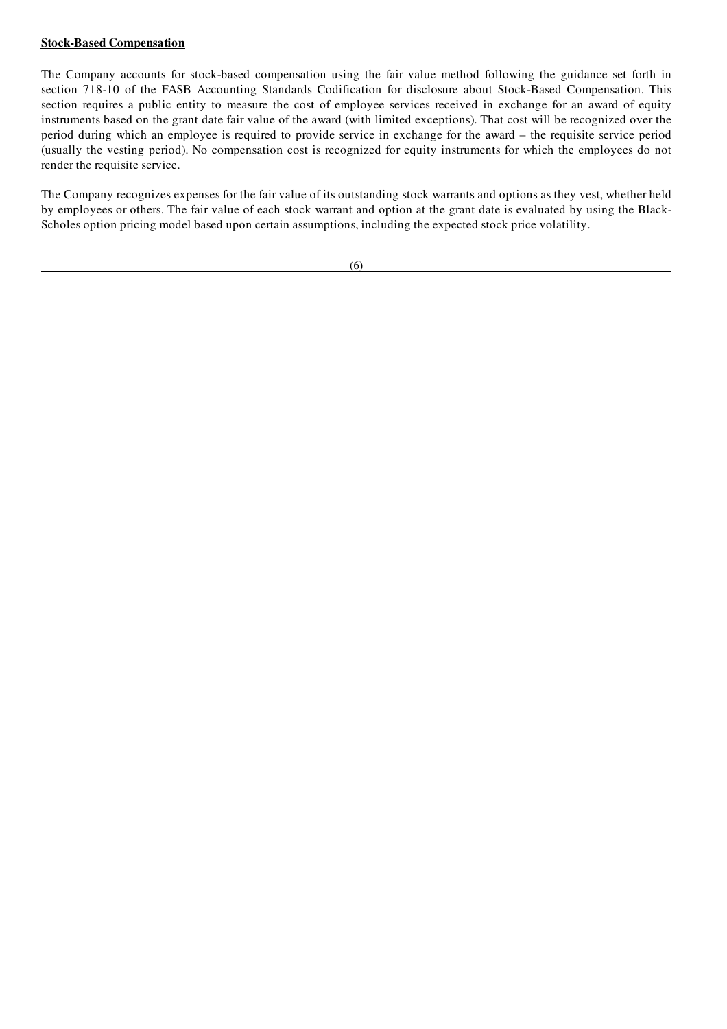**Stock-Based Compensation**

The Company accounts for stock-based compensation using the fair value method following the guidance set forth in section 718-10 of the FASB Accounting Standards Codification for disclosure about Stock-Based Compensation. This section requires a public entity to measure the cost of employee services received in exchange for an award of equity instruments based on the grant date fair value of the award (with limited exceptions). That cost will be recognized over the period during which an employee is required to provide service in exchange for the award – the requisite service period (usually the vesting period). No compensation cost is recognized for equity instruments for which the employees do not render the requisite service.

The Company recognizes expenses for the fair value of its outstanding stock warrants and options as they vest, whether held by employees or others. The fair value of each stock warrant and option at the grant date is evaluated by using the Black-Scholes option pricing model based upon certain assumptions, including the expected stock price volatility.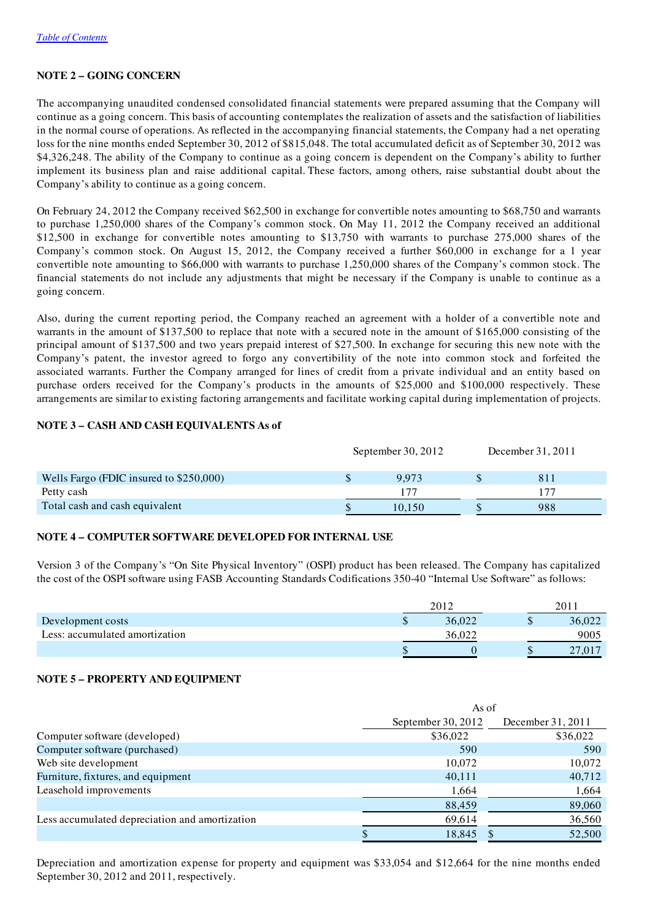[Table of Contents](#)

## NOTE 2 – GOING CONCERN

The accompanying unaudited condensed consolidated financial statements were prepared assuming that the Company will continue as a going concern. This basis of accounting contemplates the realization of assets and the satisfaction of liabilities in the normal course of operations. As reflected in the accompanying financial statements, the Company had a net operating loss for the nine months ended September 30, 2012 of $815,048. The total accumulated deficit as of September 30, 2012 was $4,326,248. The ability of the Company to continue as a going concern is dependent on the Company's ability to further implement its business plan and raise additional capital. These factors, among others, raise substantial doubt about the Company's ability to continue as a going concern.

On February 24, 2012 the Company received $62,500 in exchange for convertible notes amounting to $68,750 and warrants to purchase 1,250,000 shares of the Company's common stock. On May 11, 2012 the Company received an additional $12,500 in exchange for convertible notes amounting to $13,750 with warrants to purchase 275,000 shares of the Company's common stock. On August 15, 2012, the Company received a further $60,000 in exchange for a 1 year convertible note amounting to $66,000 with warrants to purchase 1,250,000 shares of the Company's common stock. The financial statements do not include any adjustments that might be necessary if the Company is unable to continue as a going concern.

Also, during the current reporting period, the Company reached an agreement with a holder of a convertible note and warrants in the amount of $137,500 to replace that note with a secured note in the amount of $165,000 consisting of the principal amount of $137,500 and two years prepaid interest of $27,500. In exchange for securing this new note with the Company's patent, the investor agreed to forgo any convertibility of the note into common stock and forfeited the associated warrants. Further the Company arranged for lines of credit from a private individual and an entity based on purchase orders received for the Company's products in the amounts of $25,000 and $100,000 respectively. These arrangements are similar to existing factoring arrangements and facilitate working capital during implementation of projects.

## NOTE 3 – CASH AND CASH EQUIVALENTS As of

| | September 30, 2012 | December 31, 2011 |
|---|---|---|
| Wells Fargo (FDIC insured to $250,000) | $ 9,973 | $ 811 |
| Petty cash | 177 | 177 |
| Total cash and cash equivalent | $ 10,150 | $ 988 |

## NOTE 4 – COMPUTER SOFTWARE DEVELOPED FOR INTERNAL USE

Version 3 of the Company's "On Site Physical Inventory" (OSPI) product has been released. The Company has capitalized the cost of the OSPI software using FASB Accounting Standards Codifications 350-40 "Internal Use Software" as follows:

| | 2012 | 2011 |
|---|---|---|
| Development costs | $ 36,022 | $ 36,022 |
| Less: accumulated amortization | 36,022 | 9005 |
| | $ 0 | $ 27,017 |

## NOTE 5 – PROPERTY AND EQUIPMENT

| | As of | |
|---|---|---|
| | September 30, 2012 | December 31, 2011 |
| Computer software (developed) | $36,022 | $36,022 |
| Computer software (purchased) | 590 | 590 |
| Web site development | 10,072 | 10,072 |
| Furniture, fixtures, and equipment | 40,111 | 40,712 |
| Leasehold improvements | 1,664 | 1,664 |
| | 88,459 | 89,060 |
| Less accumulated depreciation and amortization | 69,614 | 36,560 |
| | $ 18,845 | $ 52,500 |

Depreciation and amortization expense for property and equipment was $33,054 and $12,664 for the nine months ended September 30, 2012 and 2011, respectively.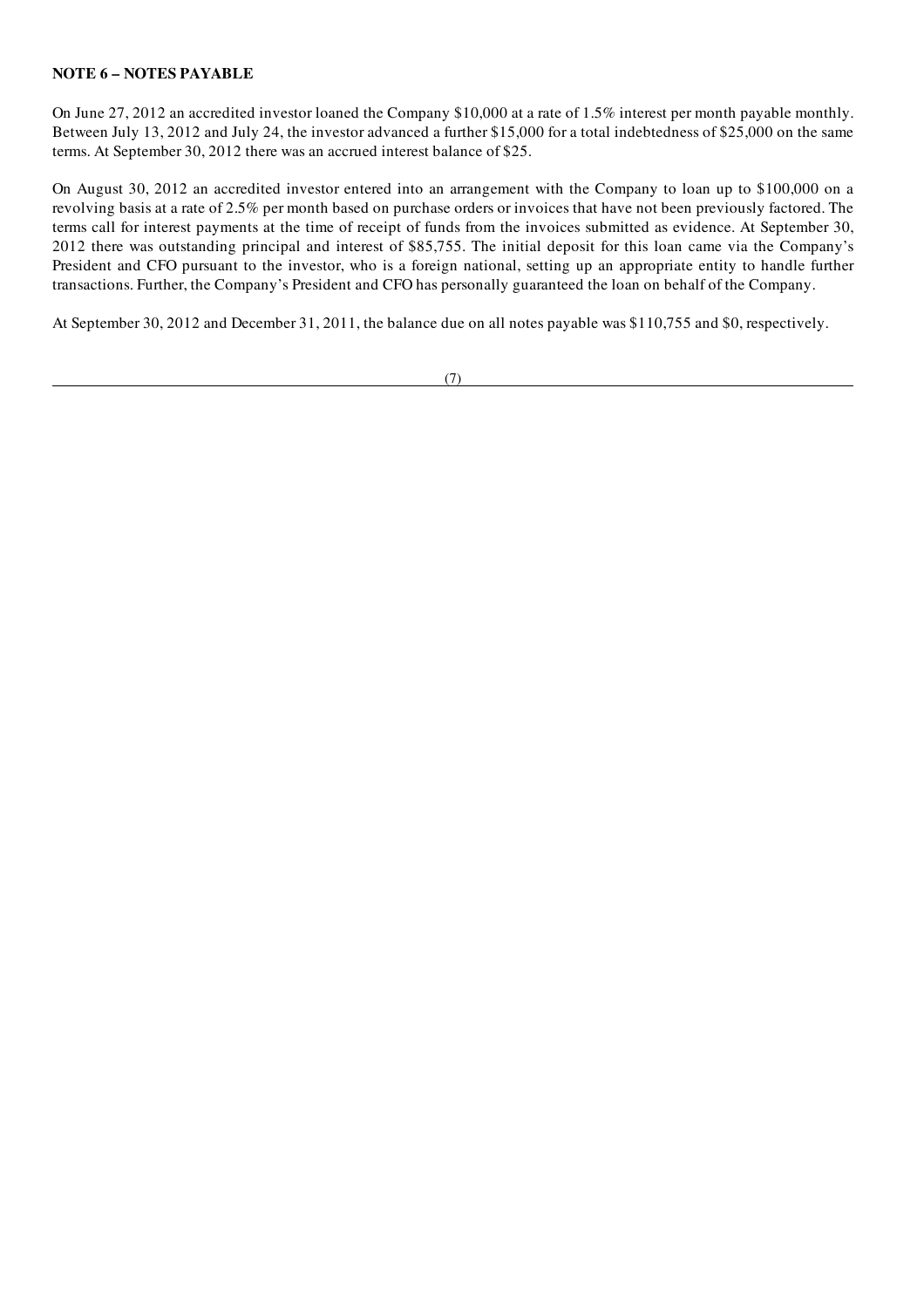**NOTE 6 – NOTES PAYABLE**

On June 27, 2012 an accredited investor loaned the Company $10,000 at a rate of 1.5% interest per month payable monthly. Between July 13, 2012 and July 24, the investor advanced a further $15,000 for a total indebtedness of $25,000 on the same terms. At September 30, 2012 there was an accrued interest balance of $25.

On August 30, 2012 an accredited investor entered into an arrangement with the Company to loan up to $100,000 on a revolving basis at a rate of 2.5% per month based on purchase orders or invoices that have not been previously factored. The terms call for interest payments at the time of receipt of funds from the invoices submitted as evidence. At September 30, 2012 there was outstanding principal and interest of $85,755. The initial deposit for this loan came via the Company's President and CFO pursuant to the investor, who is a foreign national, setting up an appropriate entity to handle further transactions. Further, the Company's President and CFO has personally guaranteed the loan on behalf of the Company.

At September 30, 2012 and December 31, 2011, the balance due on all notes payable was $110,755 and $0, respectively.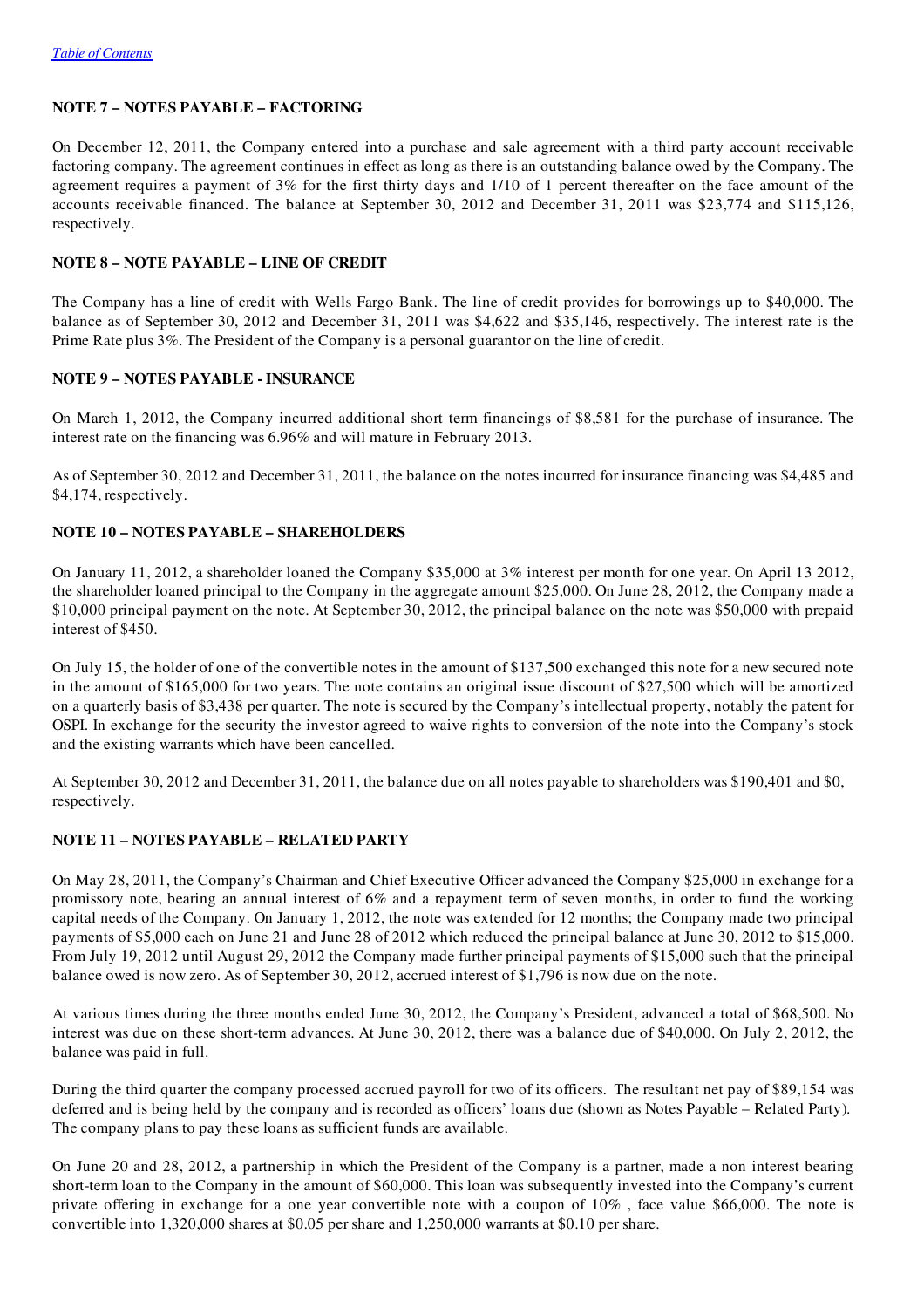[Table of Contents](#)

**NOTE 7 – NOTES PAYABLE – FACTORING**

On December 12, 2011, the Company entered into a purchase and sale agreement with a third party account receivable factoring company. The agreement continues in effect as long as there is an outstanding balance owed by the Company. The agreement requires a payment of 3% for the first thirty days and 1/10 of 1 percent thereafter on the face amount of the accounts receivable financed. The balance at September 30, 2012 and December 31, 2011 was $23,774 and $115,126, respectively.

**NOTE 8 – NOTE PAYABLE – LINE OF CREDIT**

The Company has a line of credit with Wells Fargo Bank. The line of credit provides for borrowings up to $40,000. The balance as of September 30, 2012 and December 31, 2011 was $4,622 and $35,146, respectively. The interest rate is the Prime Rate plus 3%. The President of the Company is a personal guarantor on the line of credit.

**NOTE 9 – NOTES PAYABLE - INSURANCE**

On March 1, 2012, the Company incurred additional short term financings of $8,581 for the purchase of insurance. The interest rate on the financing was 6.96% and will mature in February 2013.

As of September 30, 2012 and December 31, 2011, the balance on the notes incurred for insurance financing was $4,485 and $4,174, respectively.

**NOTE 10 – NOTES PAYABLE – SHAREHOLDERS**

On January 11, 2012, a shareholder loaned the Company $35,000 at 3% interest per month for one year. On April 13 2012, the shareholder loaned principal to the Company in the aggregate amount $25,000. On June 28, 2012, the Company made a $10,000 principal payment on the note. At September 30, 2012, the principal balance on the note was $50,000 with prepaid interest of $450.

On July 15, the holder of one of the convertible notes in the amount of $137,500 exchanged this note for a new secured note in the amount of $165,000 for two years. The note contains an original issue discount of $27,500 which will be amortized on a quarterly basis of $3,438 per quarter. The note is secured by the Company's intellectual property, notably the patent for OSPI. In exchange for the security the investor agreed to waive rights to conversion of the note into the Company's stock and the existing warrants which have been cancelled.

At September 30, 2012 and December 31, 2011, the balance due on all notes payable to shareholders was $190,401 and $0, respectively.

**NOTE 11 – NOTES PAYABLE – RELATED PARTY**

On May 28, 2011, the Company's Chairman and Chief Executive Officer advanced the Company $25,000 in exchange for a promissory note, bearing an annual interest of 6% and a repayment term of seven months, in order to fund the working capital needs of the Company. On January 1, 2012, the note was extended for 12 months; the Company made two principal payments of $5,000 each on June 21 and June 28 of 2012 which reduced the principal balance at June 30, 2012 to $15,000. From July 19, 2012 until August 29, 2012 the Company made further principal payments of $15,000 such that the principal balance owed is now zero. As of September 30, 2012, accrued interest of $1,796 is now due on the note.

At various times during the three months ended June 30, 2012, the Company's President, advanced a total of $68,500. No interest was due on these short-term advances. At June 30, 2012, there was a balance due of $40,000. On July 2, 2012, the balance was paid in full.

During the third quarter the company processed accrued payroll for two of its officers. The resultant net pay of $89,154 was deferred and is being held by the company and is recorded as officers' loans due (shown as Notes Payable – Related Party). The company plans to pay these loans as sufficient funds are available.

On June 20 and 28, 2012, a partnership in which the President of the Company is a partner, made a non interest bearing short-term loan to the Company in the amount of $60,000. This loan was subsequently invested into the Company's current private offering in exchange for a one year convertible note with a coupon of 10% , face value $66,000. The note is convertible into 1,320,000 shares at $0.05 per share and 1,250,000 warrants at $0.10 per share.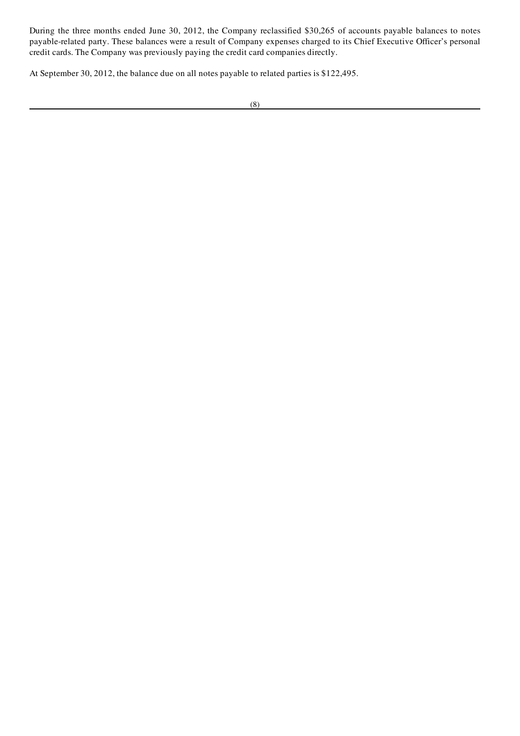During the three months ended June 30, 2012, the Company reclassified $30,265 of accounts payable balances to notes payable-related party. These balances were a result of Company expenses charged to its Chief Executive Officer's personal credit cards. The Company was previously paying the credit card companies directly.

At September 30, 2012, the balance due on all notes payable to related parties is $122,495.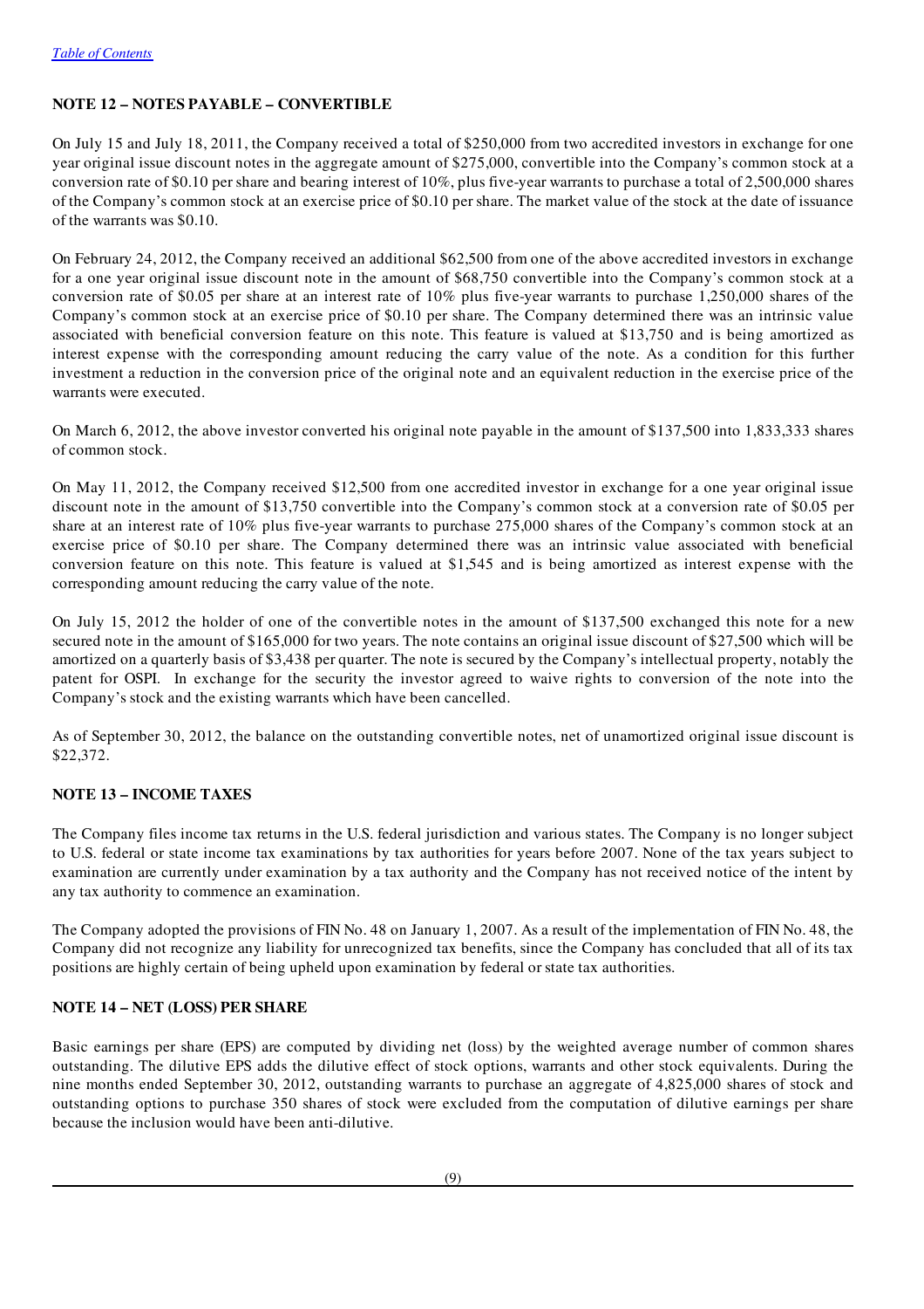[Table of Contents](#)

**NOTE 12 – NOTES PAYABLE – CONVERTIBLE**

On July 15 and July 18, 2011, the Company received a total of $250,000 from two accredited investors in exchange for one year original issue discount notes in the aggregate amount of $275,000, convertible into the Company's common stock at a conversion rate of $0.10 per share and bearing interest of 10%, plus five-year warrants to purchase a total of 2,500,000 shares of the Company's common stock at an exercise price of $0.10 per share. The market value of the stock at the date of issuance of the warrants was $0.10.

On February 24, 2012, the Company received an additional $62,500 from one of the above accredited investors in exchange for a one year original issue discount note in the amount of $68,750 convertible into the Company's common stock at a conversion rate of $0.05 per share at an interest rate of 10% plus five-year warrants to purchase 1,250,000 shares of the Company's common stock at an exercise price of $0.10 per share. The Company determined there was an intrinsic value associated with beneficial conversion feature on this note. This feature is valued at $13,750 and is being amortized as interest expense with the corresponding amount reducing the carry value of the note. As a condition for this further investment a reduction in the conversion price of the original note and an equivalent reduction in the exercise price of the warrants were executed.

On March 6, 2012, the above investor converted his original note payable in the amount of $137,500 into 1,833,333 shares of common stock.

On May 11, 2012, the Company received $12,500 from one accredited investor in exchange for a one year original issue discount note in the amount of $13,750 convertible into the Company's common stock at a conversion rate of $0.05 per share at an interest rate of 10% plus five-year warrants to purchase 275,000 shares of the Company's common stock at an exercise price of $0.10 per share. The Company determined there was an intrinsic value associated with beneficial conversion feature on this note. This feature is valued at $1,545 and is being amortized as interest expense with the corresponding amount reducing the carry value of the note.

On July 15, 2012 the holder of one of the convertible notes in the amount of $137,500 exchanged this note for a new secured note in the amount of $165,000 for two years. The note contains an original issue discount of $27,500 which will be amortized on a quarterly basis of $3,438 per quarter. The note is secured by the Company's intellectual property, notably the patent for OSPI. In exchange for the security the investor agreed to waive rights to conversion of the note into the Company's stock and the existing warrants which have been cancelled.

As of September 30, 2012, the balance on the outstanding convertible notes, net of unamortized original issue discount is $22,372.

**NOTE 13 – INCOME TAXES**

The Company files income tax returns in the U.S. federal jurisdiction and various states. The Company is no longer subject to U.S. federal or state income tax examinations by tax authorities for years before 2007. None of the tax years subject to examination are currently under examination by a tax authority and the Company has not received notice of the intent by any tax authority to commence an examination.

The Company adopted the provisions of FIN No. 48 on January 1, 2007. As a result of the implementation of FIN No. 48, the Company did not recognize any liability for unrecognized tax benefits, since the Company has concluded that all of its tax positions are highly certain of being upheld upon examination by federal or state tax authorities.

**NOTE 14 – NET (LOSS) PER SHARE**

Basic earnings per share (EPS) are computed by dividing net (loss) by the weighted average number of common shares outstanding. The dilutive EPS adds the dilutive effect of stock options, warrants and other stock equivalents. During the nine months ended September 30, 2012, outstanding warrants to purchase an aggregate of 4,825,000 shares of stock and outstanding options to purchase 350 shares of stock were excluded from the computation of dilutive earnings per share because the inclusion would have been anti-dilutive.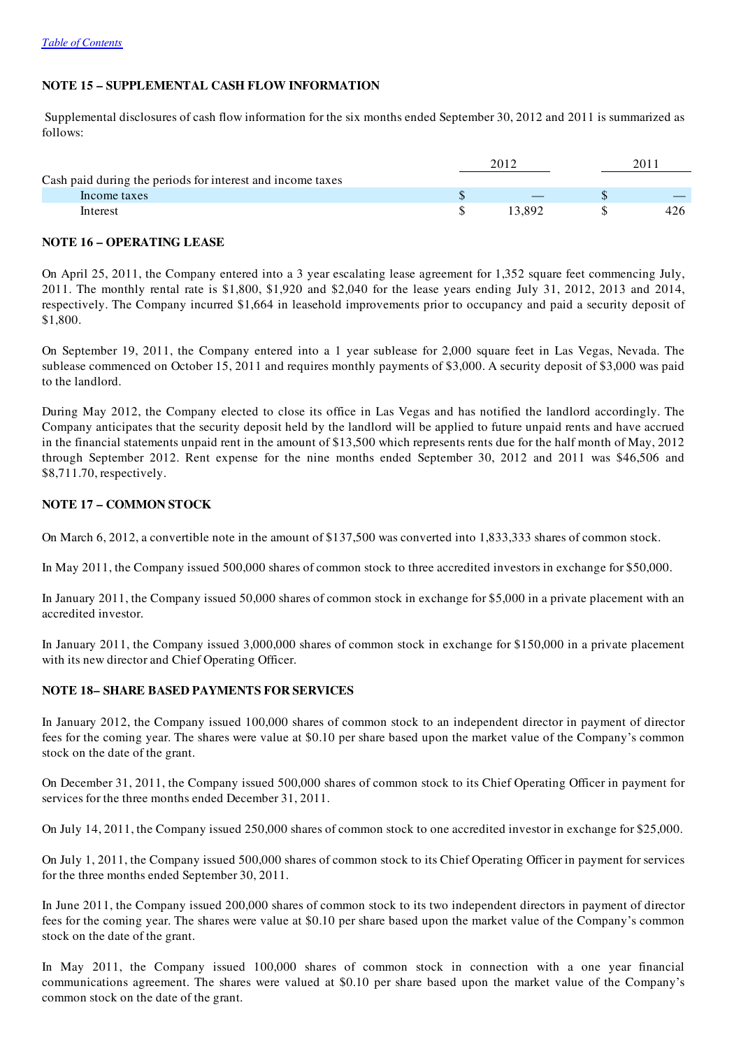*Table of Contents*

### NOTE 15 – SUPPLEMENTAL CASH FLOW INFORMATION

Supplemental disclosures of cash flow information for the six months ended September 30, 2012 and 2011 is summarized as follows:

| | 2012 | 2011 |
|---|---|---|
| Cash paid during the periods for interest and income taxes | | |
| Income taxes | $ — | $ — |
| Interest | $ 13,892 | $ 426 |

### NOTE 16 – OPERATING LEASE

On April 25, 2011, the Company entered into a 3 year escalating lease agreement for 1,352 square feet commencing July, 2011. The monthly rental rate is $1,800, $1,920 and $2,040 for the lease years ending July 31, 2012, 2013 and 2014, respectively. The Company incurred $1,664 in leasehold improvements prior to occupancy and paid a security deposit of $1,800.

On September 19, 2011, the Company entered into a 1 year sublease for 2,000 square feet in Las Vegas, Nevada. The sublease commenced on October 15, 2011 and requires monthly payments of $3,000. A security deposit of $3,000 was paid to the landlord.

During May 2012, the Company elected to close its office in Las Vegas and has notified the landlord accordingly. The Company anticipates that the security deposit held by the landlord will be applied to future unpaid rents and have accrued in the financial statements unpaid rent in the amount of $13,500 which represents rents due for the half month of May, 2012 through September 2012. Rent expense for the nine months ended September 30, 2012 and 2011 was $46,506 and $8,711.70, respectively.

### NOTE 17 – COMMON STOCK

On March 6, 2012, a convertible note in the amount of $137,500 was converted into 1,833,333 shares of common stock.

In May 2011, the Company issued 500,000 shares of common stock to three accredited investors in exchange for $50,000.

In January 2011, the Company issued 50,000 shares of common stock in exchange for $5,000 in a private placement with an accredited investor.

In January 2011, the Company issued 3,000,000 shares of common stock in exchange for $150,000 in a private placement with its new director and Chief Operating Officer.

### NOTE 18– SHARE BASED PAYMENTS FOR SERVICES

In January 2012, the Company issued 100,000 shares of common stock to an independent director in payment of director fees for the coming year. The shares were value at $0.10 per share based upon the market value of the Company's common stock on the date of the grant.

On December 31, 2011, the Company issued 500,000 shares of common stock to its Chief Operating Officer in payment for services for the three months ended December 31, 2011.

On July 14, 2011, the Company issued 250,000 shares of common stock to one accredited investor in exchange for $25,000.

On July 1, 2011, the Company issued 500,000 shares of common stock to its Chief Operating Officer in payment for services for the three months ended September 30, 2011.

In June 2011, the Company issued 200,000 shares of common stock to its two independent directors in payment of director fees for the coming year. The shares were value at $0.10 per share based upon the market value of the Company's common stock on the date of the grant.

In May 2011, the Company issued 100,000 shares of common stock in connection with a one year financial communications agreement. The shares were valued at $0.10 per share based upon the market value of the Company's common stock on the date of the grant.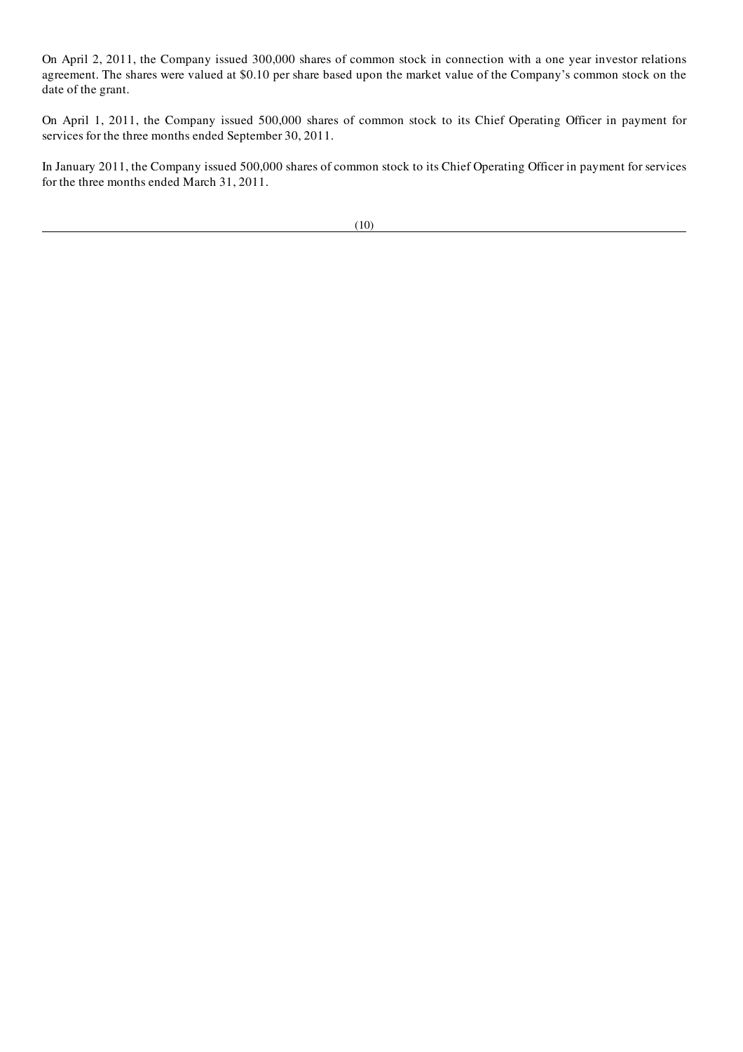On April 2, 2011, the Company issued 300,000 shares of common stock in connection with a one year investor relations agreement. The shares were valued at $0.10 per share based upon the market value of the Company's common stock on the date of the grant.

On April 1, 2011, the Company issued 500,000 shares of common stock to its Chief Operating Officer in payment for services for the three months ended September 30, 2011.

In January 2011, the Company issued 500,000 shares of common stock to its Chief Operating Officer in payment for services for the three months ended March 31, 2011.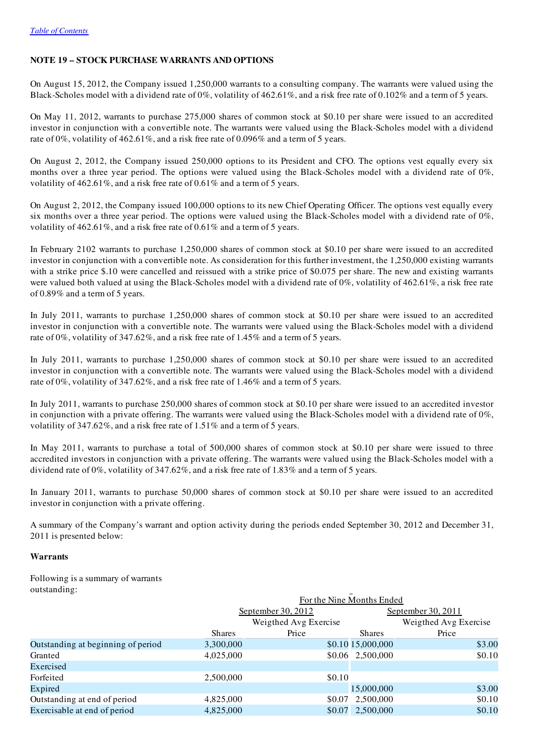[Table of Contents](#)

**NOTE 19 – STOCK PURCHASE WARRANTS AND OPTIONS**

On August 15, 2012, the Company issued 1,250,000 warrants to a consulting company. The warrants were valued using the Black-Scholes model with a dividend rate of 0%, volatility of 462.61%, and a risk free rate of 0.102% and a term of 5 years.

On May 11, 2012, warrants to purchase 275,000 shares of common stock at $0.10 per share were issued to an accredited investor in conjunction with a convertible note. The warrants were valued using the Black-Scholes model with a dividend rate of 0%, volatility of 462.61%, and a risk free rate of 0.096% and a term of 5 years.

On August 2, 2012, the Company issued 250,000 options to its President and CFO. The options vest equally every six months over a three year period. The options were valued using the Black-Scholes model with a dividend rate of 0%, volatility of 462.61%, and a risk free rate of 0.61% and a term of 5 years.

On August 2, 2012, the Company issued 100,000 options to its new Chief Operating Officer. The options vest equally every six months over a three year period. The options were valued using the Black-Scholes model with a dividend rate of 0%, volatility of 462.61%, and a risk free rate of 0.61% and a term of 5 years.

In February 2102 warrants to purchase 1,250,000 shares of common stock at $0.10 per share were issued to an accredited investor in conjunction with a convertible note. As consideration for this further investment, the 1,250,000 existing warrants with a strike price $.10 were cancelled and reissued with a strike price of $0.075 per share. The new and existing warrants were valued both valued at using the Black-Scholes model with a dividend rate of 0%, volatility of 462.61%, a risk free rate of 0.89% and a term of 5 years.

In July 2011, warrants to purchase 1,250,000 shares of common stock at $0.10 per share were issued to an accredited investor in conjunction with a convertible note. The warrants were valued using the Black-Scholes model with a dividend rate of 0%, volatility of 347.62%, and a risk free rate of 1.45% and a term of 5 years.

In July 2011, warrants to purchase 1,250,000 shares of common stock at $0.10 per share were issued to an accredited investor in conjunction with a convertible note. The warrants were valued using the Black-Scholes model with a dividend rate of 0%, volatility of 347.62%, and a risk free rate of 1.46% and a term of 5 years.

In July 2011, warrants to purchase 250,000 shares of common stock at $0.10 per share were issued to an accredited investor in conjunction with a private offering. The warrants were valued using the Black-Scholes model with a dividend rate of 0%, volatility of 347.62%, and a risk free rate of 1.51% and a term of 5 years.

In May 2011, warrants to purchase a total of 500,000 shares of common stock at $0.10 per share were issued to three accredited investors in conjunction with a private offering. The warrants were valued using the Black-Scholes model with a dividend rate of 0%, volatility of 347.62%, and a risk free rate of 1.83% and a term of 5 years.

In January 2011, warrants to purchase 50,000 shares of common stock at $0.10 per share were issued to an accredited investor in conjunction with a private offering.

A summary of the Company's warrant and option activity during the periods ended September 30, 2012 and December 31, 2011 is presented below:

**Warrants**

Following is a summary of warrants outstanding:

| | For the Nine Months Ended | | | |
|---|---|---|---|---|
| | September 30, 2012 | | September 30, 2011 | |
| | Shares | Weigthed Avg Exercise Price | Shares | Weigthed Avg Exercise Price |
| Outstanding at beginning of period | 3,300,000 | $0.10 | 15,000,000 | $3.00 |
| Granted | 4,025,000 | $0.06 | 2,500,000 | $0.10 |
| Exercised | | | | |
| Forfeited | 2,500,000 | $0.10 | | |
| Expired | | | 15,000,000 | $3.00 |
| Outstanding at end of period | 4,825,000 | $0.07 | 2,500,000 | $0.10 |
| Exercisable at end of period | 4,825,000 | $0.07 | 2,500,000 | $0.10 |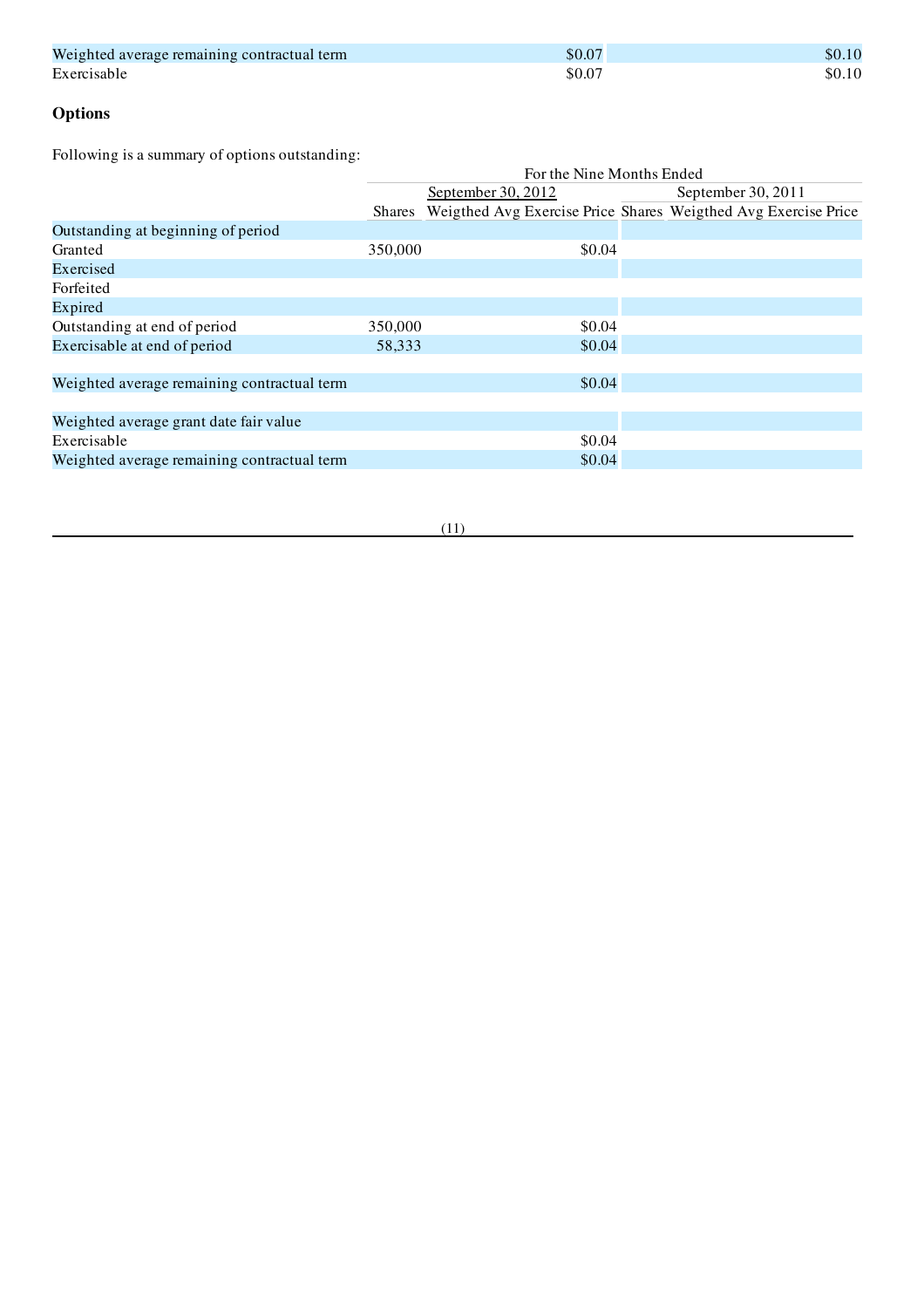| | | |
|---|---|---|
| Weighted average remaining contractual term | $0.07 | $0.10 |
| Exercisable | $0.07 | $0.10 |

## Options

Following is a summary of options outstanding:

| | For the Nine Months Ended | | | |
|---|---|---|---|---|
| | September 30, 2012 | | September 30, 2011 | |
| | Shares | Weigthed Avg Exercise Price | Shares | Weigthed Avg Exercise Price |
| Outstanding at beginning of period | | | | |
| Granted | 350,000 | $0.04 | | |
| Exercised | | | | |
| Forfeited | | | | |
| Expired | | | | |
| Outstanding at end of period | 350,000 | $0.04 | | |
| Exercisable at end of period | 58,333 | $0.04 | | |
| | | | | |
| Weighted average remaining contractual term | | $0.04 | | |
| | | | | |
| Weighted average grant date fair value | | | | |
| Exercisable | | $0.04 | | |
| Weighted average remaining contractual term | | $0.04 | | |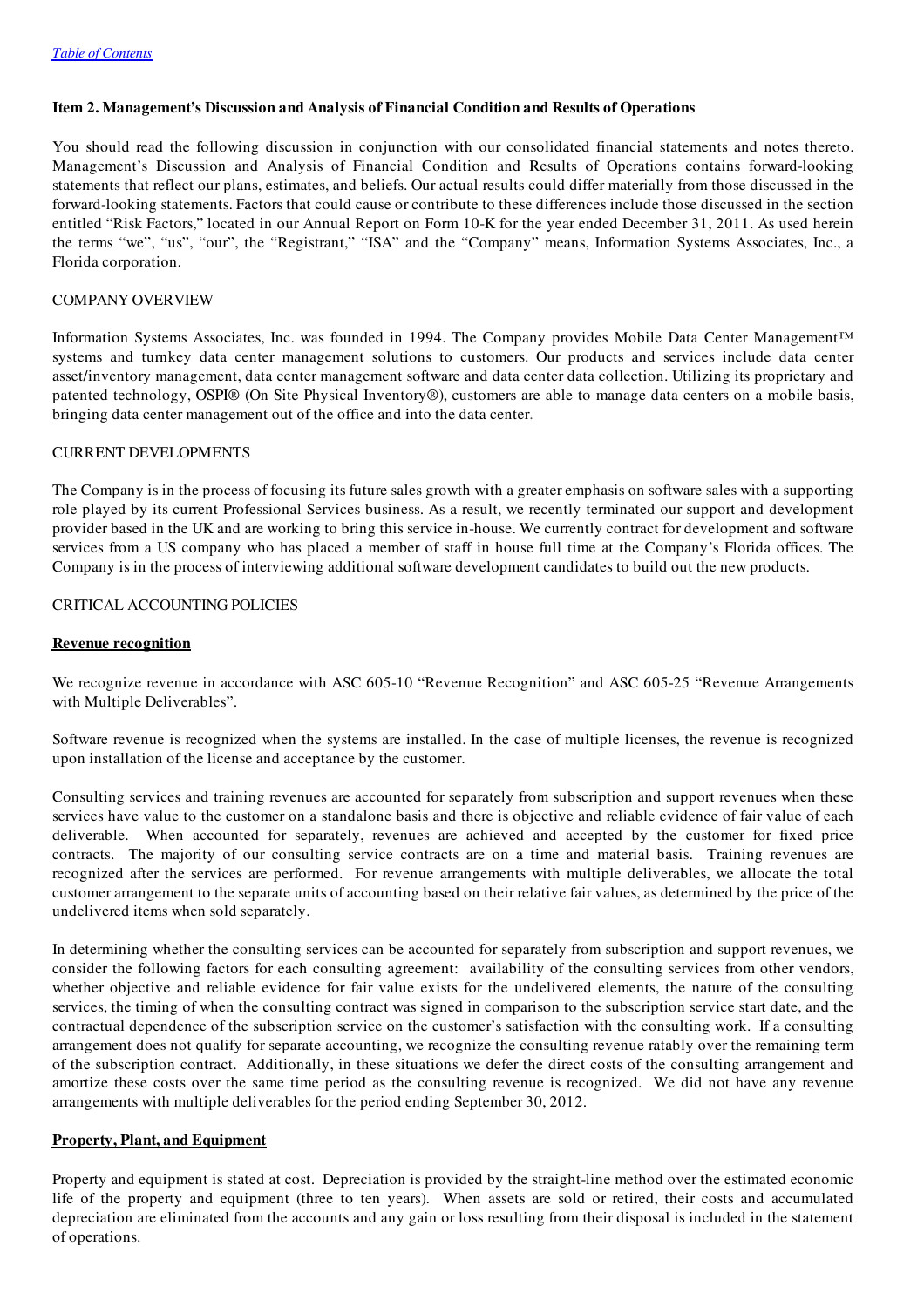**Item 2. Management's Discussion and Analysis of Financial Condition and Results of Operations**

You should read the following discussion in conjunction with our consolidated financial statements and notes thereto. Management's Discussion and Analysis of Financial Condition and Results of Operations contains forward-looking statements that reflect our plans, estimates, and beliefs. Our actual results could differ materially from those discussed in the forward-looking statements. Factors that could cause or contribute to these differences include those discussed in the section entitled "Risk Factors," located in our Annual Report on Form 10-K for the year ended December 31, 2011. As used herein the terms "we", "us", "our", the "Registrant," "ISA" and the "Company" means, Information Systems Associates, Inc., a Florida corporation.

COMPANY OVERVIEW

Information Systems Associates, Inc. was founded in 1994. The Company provides Mobile Data Center Management™ systems and turnkey data center management solutions to customers. Our products and services include data center asset/inventory management, data center management software and data center data collection. Utilizing its proprietary and patented technology, OSPI® (On Site Physical Inventory®), customers are able to manage data centers on a mobile basis, bringing data center management out of the office and into the data center.

CURRENT DEVELOPMENTS

The Company is in the process of focusing its future sales growth with a greater emphasis on software sales with a supporting role played by its current Professional Services business. As a result, we recently terminated our support and development provider based in the UK and are working to bring this service in-house. We currently contract for development and software services from a US company who has placed a member of staff in house full time at the Company's Florida offices. The Company is in the process of interviewing additional software development candidates to build out the new products.

CRITICAL ACCOUNTING POLICIES

**Revenue recognition**

We recognize revenue in accordance with ASC 605-10 "Revenue Recognition" and ASC 605-25 "Revenue Arrangements with Multiple Deliverables".

Software revenue is recognized when the systems are installed. In the case of multiple licenses, the revenue is recognized upon installation of the license and acceptance by the customer.

Consulting services and training revenues are accounted for separately from subscription and support revenues when these services have value to the customer on a standalone basis and there is objective and reliable evidence of fair value of each deliverable. When accounted for separately, revenues are achieved and accepted by the customer for fixed price contracts. The majority of our consulting service contracts are on a time and material basis. Training revenues are recognized after the services are performed. For revenue arrangements with multiple deliverables, we allocate the total customer arrangement to the separate units of accounting based on their relative fair values, as determined by the price of the undelivered items when sold separately.

In determining whether the consulting services can be accounted for separately from subscription and support revenues, we consider the following factors for each consulting agreement: availability of the consulting services from other vendors, whether objective and reliable evidence for fair value exists for the undelivered elements, the nature of the consulting services, the timing of when the consulting contract was signed in comparison to the subscription service start date, and the contractual dependence of the subscription service on the customer's satisfaction with the consulting work. If a consulting arrangement does not qualify for separate accounting, we recognize the consulting revenue ratably over the remaining term of the subscription contract. Additionally, in these situations we defer the direct costs of the consulting arrangement and amortize these costs over the same time period as the consulting revenue is recognized. We did not have any revenue arrangements with multiple deliverables for the period ending September 30, 2012.

**Property, Plant, and Equipment**

Property and equipment is stated at cost. Depreciation is provided by the straight-line method over the estimated economic life of the property and equipment (three to ten years). When assets are sold or retired, their costs and accumulated depreciation are eliminated from the accounts and any gain or loss resulting from their disposal is included in the statement of operations.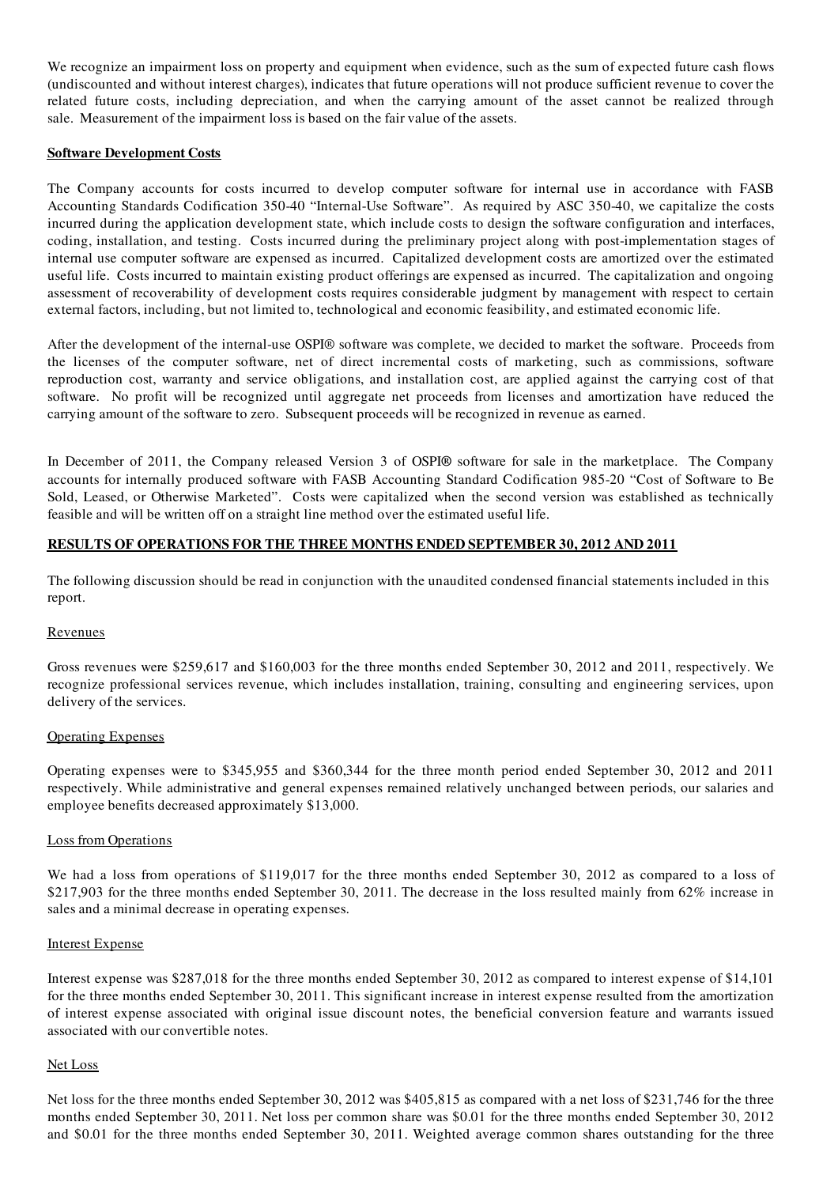We recognize an impairment loss on property and equipment when evidence, such as the sum of expected future cash flows (undiscounted and without interest charges), indicates that future operations will not produce sufficient revenue to cover the related future costs, including depreciation, and when the carrying amount of the asset cannot be realized through sale. Measurement of the impairment loss is based on the fair value of the assets.

**Software Development Costs**

The Company accounts for costs incurred to develop computer software for internal use in accordance with FASB Accounting Standards Codification 350-40 "Internal-Use Software". As required by ASC 350-40, we capitalize the costs incurred during the application development state, which include costs to design the software configuration and interfaces, coding, installation, and testing. Costs incurred during the preliminary project along with post-implementation stages of internal use computer software are expensed as incurred. Capitalized development costs are amortized over the estimated useful life. Costs incurred to maintain existing product offerings are expensed as incurred. The capitalization and ongoing assessment of recoverability of development costs requires considerable judgment by management with respect to certain external factors, including, but not limited to, technological and economic feasibility, and estimated economic life.

After the development of the internal-use OSPI® software was complete, we decided to market the software. Proceeds from the licenses of the computer software, net of direct incremental costs of marketing, such as commissions, software reproduction cost, warranty and service obligations, and installation cost, are applied against the carrying cost of that software. No profit will be recognized until aggregate net proceeds from licenses and amortization have reduced the carrying amount of the software to zero. Subsequent proceeds will be recognized in revenue as earned.

In December of 2011, the Company released Version 3 of OSPI® software for sale in the marketplace. The Company accounts for internally produced software with FASB Accounting Standard Codification 985-20 "Cost of Software to Be Sold, Leased, or Otherwise Marketed". Costs were capitalized when the second version was established as technically feasible and will be written off on a straight line method over the estimated useful life.

**RESULTS OF OPERATIONS FOR THE THREE MONTHS ENDED SEPTEMBER 30, 2012 AND 2011**

The following discussion should be read in conjunction with the unaudited condensed financial statements included in this report.

Revenues

Gross revenues were $259,617 and $160,003 for the three months ended September 30, 2012 and 2011, respectively. We recognize professional services revenue, which includes installation, training, consulting and engineering services, upon delivery of the services.

Operating Expenses

Operating expenses were to $345,955 and $360,344 for the three month period ended September 30, 2012 and 2011 respectively. While administrative and general expenses remained relatively unchanged between periods, our salaries and employee benefits decreased approximately $13,000.

Loss from Operations

We had a loss from operations of $119,017 for the three months ended September 30, 2012 as compared to a loss of $217,903 for the three months ended September 30, 2011. The decrease in the loss resulted mainly from 62% increase in sales and a minimal decrease in operating expenses.

Interest Expense

Interest expense was $287,018 for the three months ended September 30, 2012 as compared to interest expense of $14,101 for the three months ended September 30, 2011. This significant increase in interest expense resulted from the amortization of interest expense associated with original issue discount notes, the beneficial conversion feature and warrants issued associated with our convertible notes.

Net Loss

Net loss for the three months ended September 30, 2012 was $405,815 as compared with a net loss of $231,746 for the three months ended September 30, 2011. Net loss per common share was $0.01 for the three months ended September 30, 2012 and $0.01 for the three months ended September 30, 2011. Weighted average common shares outstanding for the three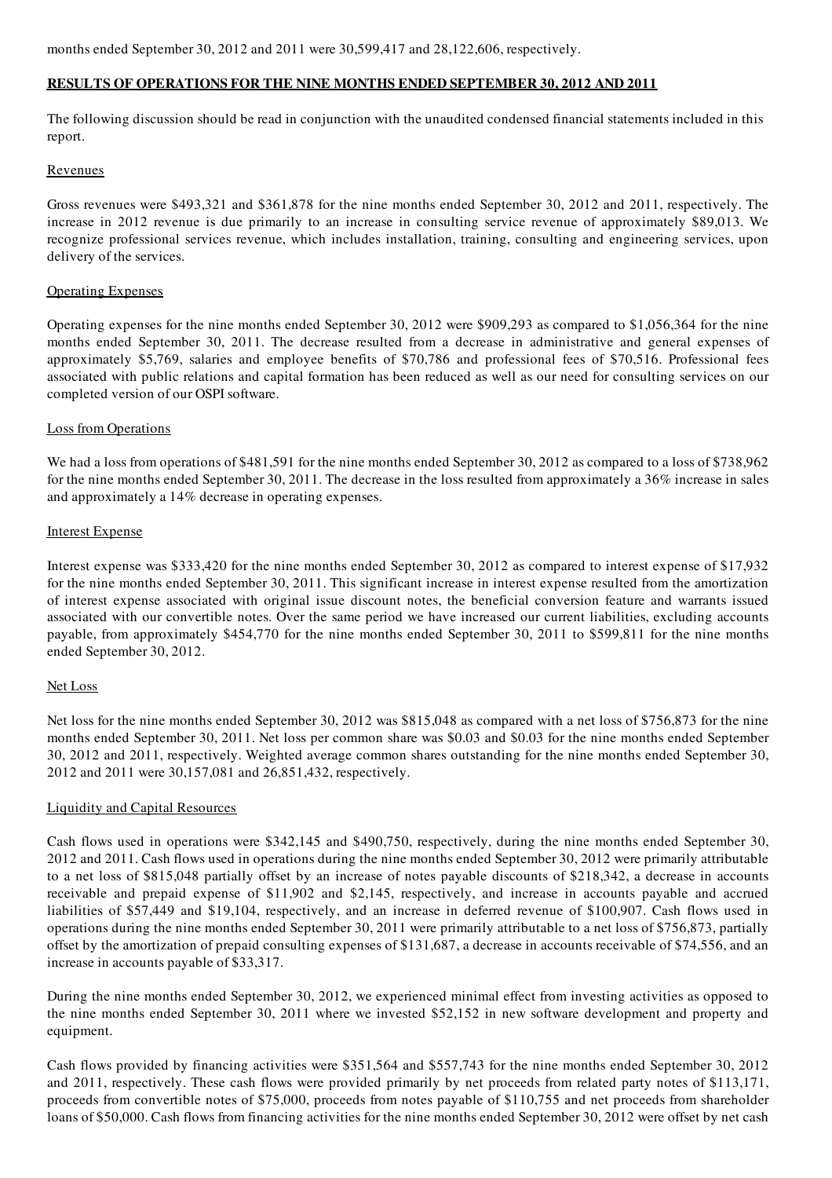months ended September 30, 2012 and 2011 were 30,599,417 and 28,122,606, respectively.

**RESULTS OF OPERATIONS FOR THE NINE MONTHS ENDED SEPTEMBER 30, 2012 AND 2011**

The following discussion should be read in conjunction with the unaudited condensed financial statements included in this report.

Revenues

Gross revenues were $493,321 and $361,878 for the nine months ended September 30, 2012 and 2011, respectively. The increase in 2012 revenue is due primarily to an increase in consulting service revenue of approximately $89,013. We recognize professional services revenue, which includes installation, training, consulting and engineering services, upon delivery of the services.

Operating Expenses

Operating expenses for the nine months ended September 30, 2012 were $909,293 as compared to $1,056,364 for the nine months ended September 30, 2011. The decrease resulted from a decrease in administrative and general expenses of approximately $5,769, salaries and employee benefits of $70,786 and professional fees of $70,516. Professional fees associated with public relations and capital formation has been reduced as well as our need for consulting services on our completed version of our OSPI software.

Loss from Operations

We had a loss from operations of $481,591 for the nine months ended September 30, 2012 as compared to a loss of $738,962 for the nine months ended September 30, 2011. The decrease in the loss resulted from approximately a 36% increase in sales and approximately a 14% decrease in operating expenses.

Interest Expense

Interest expense was $333,420 for the nine months ended September 30, 2012 as compared to interest expense of $17,932 for the nine months ended September 30, 2011. This significant increase in interest expense resulted from the amortization of interest expense associated with original issue discount notes, the beneficial conversion feature and warrants issued associated with our convertible notes. Over the same period we have increased our current liabilities, excluding accounts payable, from approximately $454,770 for the nine months ended September 30, 2011 to $599,811 for the nine months ended September 30, 2012.

Net Loss

Net loss for the nine months ended September 30, 2012 was $815,048 as compared with a net loss of $756,873 for the nine months ended September 30, 2011. Net loss per common share was $0.03 and $0.03 for the nine months ended September 30, 2012 and 2011, respectively. Weighted average common shares outstanding for the nine months ended September 30, 2012 and 2011 were 30,157,081 and 26,851,432, respectively.

Liquidity and Capital Resources

Cash flows used in operations were $342,145 and $490,750, respectively, during the nine months ended September 30, 2012 and 2011. Cash flows used in operations during the nine months ended September 30, 2012 were primarily attributable to a net loss of $815,048 partially offset by an increase of notes payable discounts of $218,342, a decrease in accounts receivable and prepaid expense of $11,902 and $2,145, respectively, and increase in accounts payable and accrued liabilities of $57,449 and $19,104, respectively, and an increase in deferred revenue of $100,907. Cash flows used in operations during the nine months ended September 30, 2011 were primarily attributable to a net loss of $756,873, partially offset by the amortization of prepaid consulting expenses of $131,687, a decrease in accounts receivable of $74,556, and an increase in accounts payable of $33,317.

During the nine months ended September 30, 2012, we experienced minimal effect from investing activities as opposed to the nine months ended September 30, 2011 where we invested $52,152 in new software development and property and equipment.

Cash flows provided by financing activities were $351,564 and $557,743 for the nine months ended September 30, 2012 and 2011, respectively. These cash flows were provided primarily by net proceeds from related party notes of $113,171, proceeds from convertible notes of $75,000, proceeds from notes payable of $110,755 and net proceeds from shareholder loans of $50,000. Cash flows from financing activities for the nine months ended September 30, 2012 were offset by net cash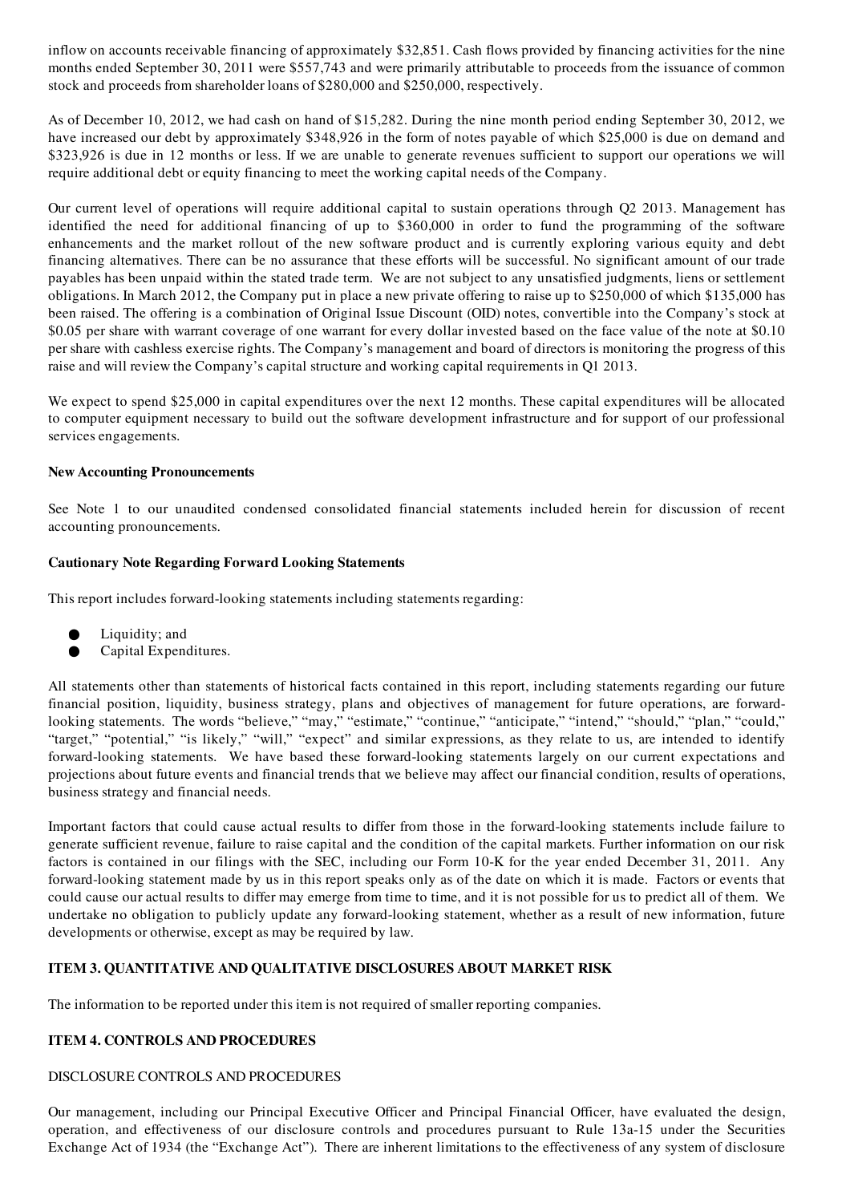inflow on accounts receivable financing of approximately $32,851. Cash flows provided by financing activities for the nine months ended September 30, 2011 were $557,743 and were primarily attributable to proceeds from the issuance of common stock and proceeds from shareholder loans of $280,000 and $250,000, respectively.

As of December 10, 2012, we had cash on hand of $15,282. During the nine month period ending September 30, 2012, we have increased our debt by approximately $348,926 in the form of notes payable of which $25,000 is due on demand and $323,926 is due in 12 months or less. If we are unable to generate revenues sufficient to support our operations we will require additional debt or equity financing to meet the working capital needs of the Company.

Our current level of operations will require additional capital to sustain operations through Q2 2013. Management has identified the need for additional financing of up to $360,000 in order to fund the programming of the software enhancements and the market rollout of the new software product and is currently exploring various equity and debt financing alternatives. There can be no assurance that these efforts will be successful. No significant amount of our trade payables has been unpaid within the stated trade term. We are not subject to any unsatisfied judgments, liens or settlement obligations. In March 2012, the Company put in place a new private offering to raise up to $250,000 of which $135,000 has been raised. The offering is a combination of Original Issue Discount (OID) notes, convertible into the Company's stock at $0.05 per share with warrant coverage of one warrant for every dollar invested based on the face value of the note at $0.10 per share with cashless exercise rights. The Company's management and board of directors is monitoring the progress of this raise and will review the Company's capital structure and working capital requirements in Q1 2013.

We expect to spend $25,000 in capital expenditures over the next 12 months. These capital expenditures will be allocated to computer equipment necessary to build out the software development infrastructure and for support of our professional services engagements.

**New Accounting Pronouncements**

See Note 1 to our unaudited condensed consolidated financial statements included herein for discussion of recent accounting pronouncements.

**Cautionary Note Regarding Forward Looking Statements**

This report includes forward-looking statements including statements regarding:

- Liquidity; and
- Capital Expenditures.

All statements other than statements of historical facts contained in this report, including statements regarding our future financial position, liquidity, business strategy, plans and objectives of management for future operations, are forward-looking statements. The words "believe," "may," "estimate," "continue," "anticipate," "intend," "should," "plan," "could," "target," "potential," "is likely," "will," "expect" and similar expressions, as they relate to us, are intended to identify forward-looking statements. We have based these forward-looking statements largely on our current expectations and projections about future events and financial trends that we believe may affect our financial condition, results of operations, business strategy and financial needs.

Important factors that could cause actual results to differ from those in the forward-looking statements include failure to generate sufficient revenue, failure to raise capital and the condition of the capital markets. Further information on our risk factors is contained in our filings with the SEC, including our Form 10-K for the year ended December 31, 2011. Any forward-looking statement made by us in this report speaks only as of the date on which it is made. Factors or events that could cause our actual results to differ may emerge from time to time, and it is not possible for us to predict all of them. We undertake no obligation to publicly update any forward-looking statement, whether as a result of new information, future developments or otherwise, except as may be required by law.

**ITEM 3. QUANTITATIVE AND QUALITATIVE DISCLOSURES ABOUT MARKET RISK**

The information to be reported under this item is not required of smaller reporting companies.

**ITEM 4. CONTROLS AND PROCEDURES**

DISCLOSURE CONTROLS AND PROCEDURES

Our management, including our Principal Executive Officer and Principal Financial Officer, have evaluated the design, operation, and effectiveness of our disclosure controls and procedures pursuant to Rule 13a-15 under the Securities Exchange Act of 1934 (the "Exchange Act"). There are inherent limitations to the effectiveness of any system of disclosure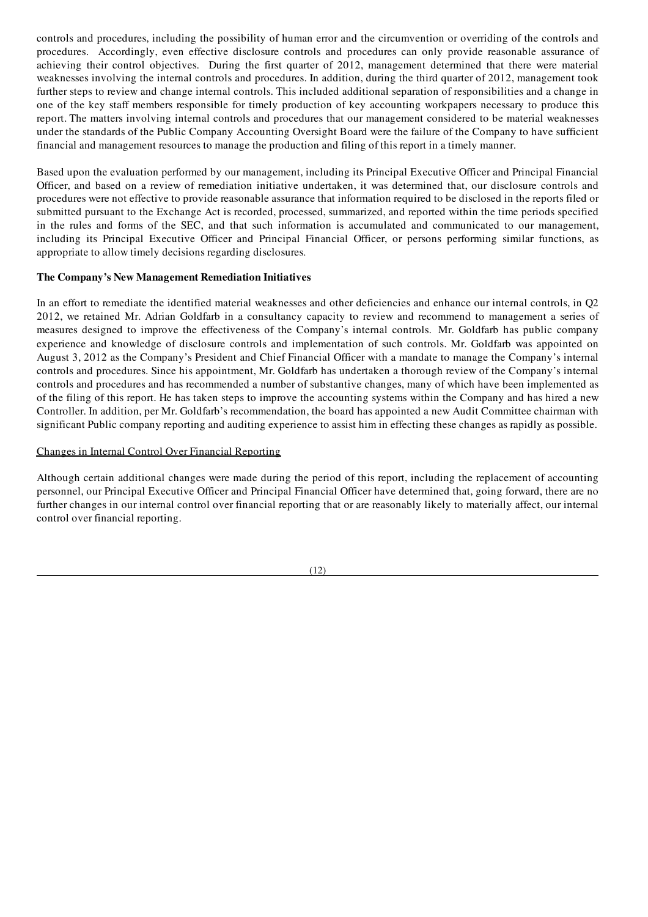controls and procedures, including the possibility of human error and the circumvention or overriding of the controls and procedures. Accordingly, even effective disclosure controls and procedures can only provide reasonable assurance of achieving their control objectives. During the first quarter of 2012, management determined that there were material weaknesses involving the internal controls and procedures. In addition, during the third quarter of 2012, management took further steps to review and change internal controls. This included additional separation of responsibilities and a change in one of the key staff members responsible for timely production of key accounting workpapers necessary to produce this report. The matters involving internal controls and procedures that our management considered to be material weaknesses under the standards of the Public Company Accounting Oversight Board were the failure of the Company to have sufficient financial and management resources to manage the production and filing of this report in a timely manner.

Based upon the evaluation performed by our management, including its Principal Executive Officer and Principal Financial Officer, and based on a review of remediation initiative undertaken, it was determined that, our disclosure controls and procedures were not effective to provide reasonable assurance that information required to be disclosed in the reports filed or submitted pursuant to the Exchange Act is recorded, processed, summarized, and reported within the time periods specified in the rules and forms of the SEC, and that such information is accumulated and communicated to our management, including its Principal Executive Officer and Principal Financial Officer, or persons performing similar functions, as appropriate to allow timely decisions regarding disclosures.

**The Company's New Management Remediation Initiatives**

In an effort to remediate the identified material weaknesses and other deficiencies and enhance our internal controls, in Q2 2012, we retained Mr. Adrian Goldfarb in a consultancy capacity to review and recommend to management a series of measures designed to improve the effectiveness of the Company's internal controls. Mr. Goldfarb has public company experience and knowledge of disclosure controls and implementation of such controls. Mr. Goldfarb was appointed on August 3, 2012 as the Company's President and Chief Financial Officer with a mandate to manage the Company's internal controls and procedures. Since his appointment, Mr. Goldfarb has undertaken a thorough review of the Company's internal controls and procedures and has recommended a number of substantive changes, many of which have been implemented as of the filing of this report. He has taken steps to improve the accounting systems within the Company and has hired a new Controller. In addition, per Mr. Goldfarb's recommendation, the board has appointed a new Audit Committee chairman with significant Public company reporting and auditing experience to assist him in effecting these changes as rapidly as possible.

Changes in Internal Control Over Financial Reporting

Although certain additional changes were made during the period of this report, including the replacement of accounting personnel, our Principal Executive Officer and Principal Financial Officer have determined that, going forward, there are no further changes in our internal control over financial reporting that or are reasonably likely to materially affect, our internal control over financial reporting.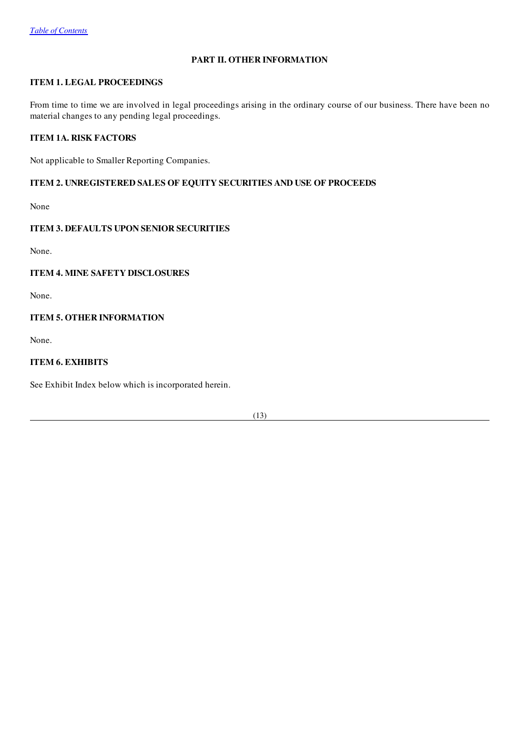## PART II. OTHER INFORMATION

### ITEM 1. LEGAL PROCEEDINGS

From time to time we are involved in legal proceedings arising in the ordinary course of our business. There have been no material changes to any pending legal proceedings.

### ITEM 1A. RISK FACTORS

Not applicable to Smaller Reporting Companies.

### ITEM 2. UNREGISTERED SALES OF EQUITY SECURITIES AND USE OF PROCEEDS

None

### ITEM 3. DEFAULTS UPON SENIOR SECURITIES

None.

### ITEM 4. MINE SAFETY DISCLOSURES

None.

### ITEM 5. OTHER INFORMATION

None.

### ITEM 6. EXHIBITS

See Exhibit Index below which is incorporated herein.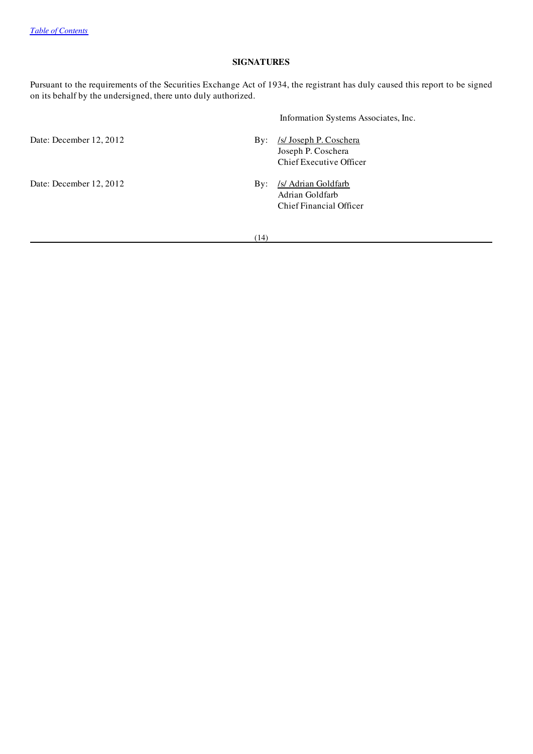## SIGNATURES

Pursuant to the requirements of the Securities Exchange Act of 1934, the registrant has duly caused this report to be signed on its behalf by the undersigned, there unto duly authorized.

Information Systems Associates, Inc.

| | |
|---|---|
| Date: December 12, 2012 | By: /s/ Joseph P. Coschera<br>Joseph P. Coschera<br>Chief Executive Officer |
| Date: December 12, 2012 | By: /s/ Adrian Goldfarb<br>Adrian Goldfarb<br>Chief Financial Officer |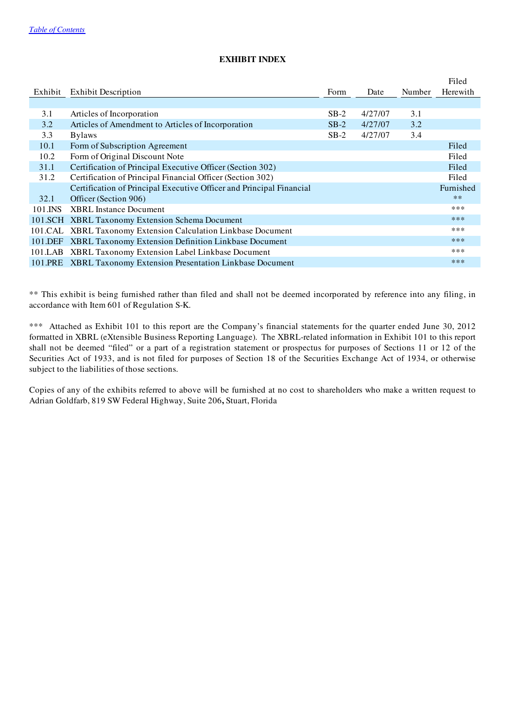[Table of Contents](#)

**EXHIBIT INDEX**

| Exhibit | Exhibit Description | Form | Date | Number | Filed Herewith |
|---|---|---|---|---|---|
| 3.1 | Articles of Incorporation | SB-2 | 4/27/07 | 3.1 | |
| 3.2 | Articles of Amendment to Articles of Incorporation | SB-2 | 4/27/07 | 3.2 | |
| 3.3 | Bylaws | SB-2 | 4/27/07 | 3.4 | |
| 10.1 | Form of Subscription Agreement | | | | Filed |
| 10.2 | Form of Original Discount Note | | | | Filed |
| 31.1 | Certification of Principal Executive Officer (Section 302) | | | | Filed |
| 31.2 | Certification of Principal Financial Officer (Section 302) | | | | Filed |
| 32.1 | Certification of Principal Executive Officer and Principal Financial Officer (Section 906) | | | | Furnished ** |
| 101.INS | XBRL Instance Document | | | | *** |
| 101.SCH | XBRL Taxonomy Extension Schema Document | | | | *** |
| 101.CAL | XBRL Taxonomy Extension Calculation Linkbase Document | | | | *** |
| 101.DEF | XBRL Taxonomy Extension Definition Linkbase Document | | | | *** |
| 101.LAB | XBRL Taxonomy Extension Label Linkbase Document | | | | *** |
| 101.PRE | XBRL Taxonomy Extension Presentation Linkbase Document | | | | *** |

** This exhibit is being furnished rather than filed and shall not be deemed incorporated by reference into any filing, in accordance with Item 601 of Regulation S-K.

*** Attached as Exhibit 101 to this report are the Company's financial statements for the quarter ended June 30, 2012 formatted in XBRL (eXtensible Business Reporting Language). The XBRL-related information in Exhibit 101 to this report shall not be deemed "filed" or a part of a registration statement or prospectus for purposes of Sections 11 or 12 of the Securities Act of 1933, and is not filed for purposes of Section 18 of the Securities Exchange Act of 1934, or otherwise subject to the liabilities of those sections.

Copies of any of the exhibits referred to above will be furnished at no cost to shareholders who make a written request to Adrian Goldfarb, 819 SW Federal Highway, Suite 206**,** Stuart, Florida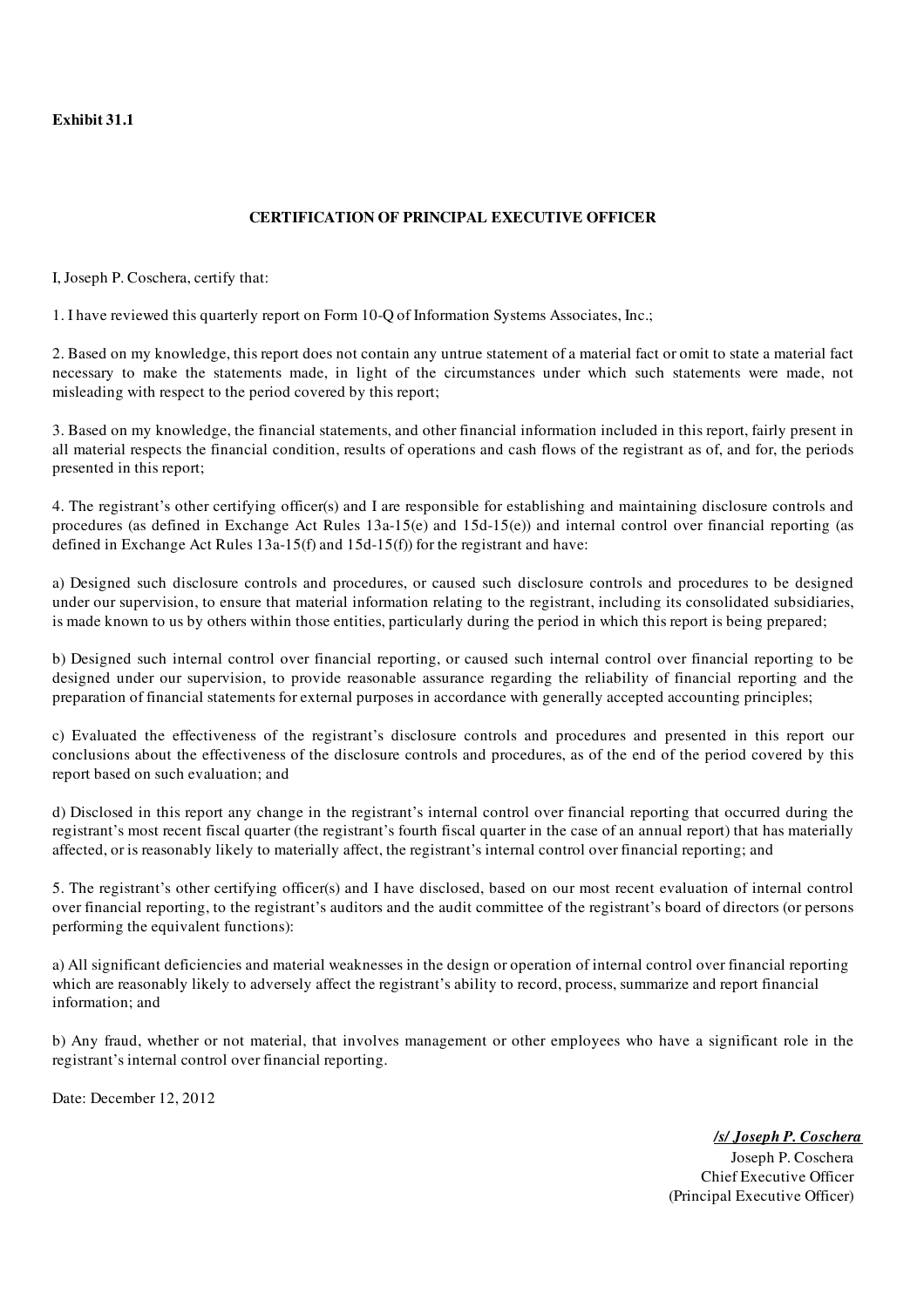**Exhibit 31.1**

## CERTIFICATION OF PRINCIPAL EXECUTIVE OFFICER

I, Joseph P. Coschera, certify that:

1. I have reviewed this quarterly report on Form 10-Q of Information Systems Associates, Inc.;

2. Based on my knowledge, this report does not contain any untrue statement of a material fact or omit to state a material fact necessary to make the statements made, in light of the circumstances under which such statements were made, not misleading with respect to the period covered by this report;

3. Based on my knowledge, the financial statements, and other financial information included in this report, fairly present in all material respects the financial condition, results of operations and cash flows of the registrant as of, and for, the periods presented in this report;

4. The registrant's other certifying officer(s) and I are responsible for establishing and maintaining disclosure controls and procedures (as defined in Exchange Act Rules 13a-15(e) and 15d-15(e)) and internal control over financial reporting (as defined in Exchange Act Rules 13a-15(f) and 15d-15(f)) for the registrant and have:

a) Designed such disclosure controls and procedures, or caused such disclosure controls and procedures to be designed under our supervision, to ensure that material information relating to the registrant, including its consolidated subsidiaries, is made known to us by others within those entities, particularly during the period in which this report is being prepared;

b) Designed such internal control over financial reporting, or caused such internal control over financial reporting to be designed under our supervision, to provide reasonable assurance regarding the reliability of financial reporting and the preparation of financial statements for external purposes in accordance with generally accepted accounting principles;

c) Evaluated the effectiveness of the registrant's disclosure controls and procedures and presented in this report our conclusions about the effectiveness of the disclosure controls and procedures, as of the end of the period covered by this report based on such evaluation; and

d) Disclosed in this report any change in the registrant's internal control over financial reporting that occurred during the registrant's most recent fiscal quarter (the registrant's fourth fiscal quarter in the case of an annual report) that has materially affected, or is reasonably likely to materially affect, the registrant's internal control over financial reporting; and

5. The registrant's other certifying officer(s) and I have disclosed, based on our most recent evaluation of internal control over financial reporting, to the registrant's auditors and the audit committee of the registrant's board of directors (or persons performing the equivalent functions):

a) All significant deficiencies and material weaknesses in the design or operation of internal control over financial reporting which are reasonably likely to adversely affect the registrant's ability to record, process, summarize and report financial information; and

b) Any fraud, whether or not material, that involves management or other employees who have a significant role in the registrant's internal control over financial reporting.

Date: December 12, 2012

***/s/ Joseph P. Coschera***
Joseph P. Coschera
Chief Executive Officer
(Principal Executive Officer)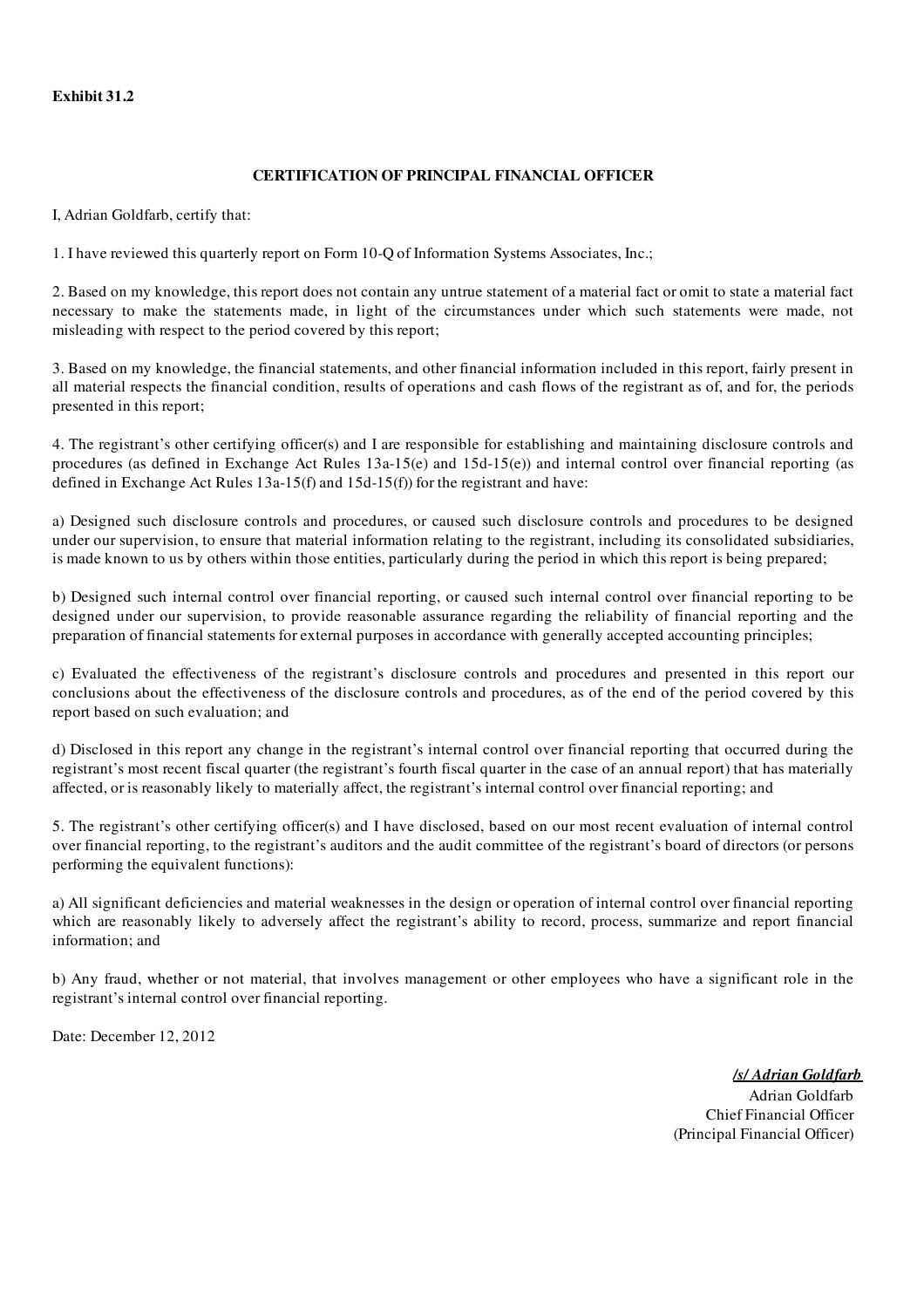**Exhibit 31.2**

**CERTIFICATION OF PRINCIPAL FINANCIAL OFFICER**

I, Adrian Goldfarb, certify that:

1. I have reviewed this quarterly report on Form 10-Q of Information Systems Associates, Inc.;

2. Based on my knowledge, this report does not contain any untrue statement of a material fact or omit to state a material fact necessary to make the statements made, in light of the circumstances under which such statements were made, not misleading with respect to the period covered by this report;

3. Based on my knowledge, the financial statements, and other financial information included in this report, fairly present in all material respects the financial condition, results of operations and cash flows of the registrant as of, and for, the periods presented in this report;

4. The registrant's other certifying officer(s) and I are responsible for establishing and maintaining disclosure controls and procedures (as defined in Exchange Act Rules 13a-15(e) and 15d-15(e)) and internal control over financial reporting (as defined in Exchange Act Rules 13a-15(f) and 15d-15(f)) for the registrant and have:

a) Designed such disclosure controls and procedures, or caused such disclosure controls and procedures to be designed under our supervision, to ensure that material information relating to the registrant, including its consolidated subsidiaries, is made known to us by others within those entities, particularly during the period in which this report is being prepared;

b) Designed such internal control over financial reporting, or caused such internal control over financial reporting to be designed under our supervision, to provide reasonable assurance regarding the reliability of financial reporting and the preparation of financial statements for external purposes in accordance with generally accepted accounting principles;

c) Evaluated the effectiveness of the registrant's disclosure controls and procedures and presented in this report our conclusions about the effectiveness of the disclosure controls and procedures, as of the end of the period covered by this report based on such evaluation; and

d) Disclosed in this report any change in the registrant's internal control over financial reporting that occurred during the registrant's most recent fiscal quarter (the registrant's fourth fiscal quarter in the case of an annual report) that has materially affected, or is reasonably likely to materially affect, the registrant's internal control over financial reporting; and

5. The registrant's other certifying officer(s) and I have disclosed, based on our most recent evaluation of internal control over financial reporting, to the registrant's auditors and the audit committee of the registrant's board of directors (or persons performing the equivalent functions):

a) All significant deficiencies and material weaknesses in the design or operation of internal control over financial reporting which are reasonably likely to adversely affect the registrant's ability to record, process, summarize and report financial information; and

b) Any fraud, whether or not material, that involves management or other employees who have a significant role in the registrant's internal control over financial reporting.

Date: December 12, 2012

***/s/ Adrian Goldfarb***
Adrian Goldfarb
Chief Financial Officer
(Principal Financial Officer)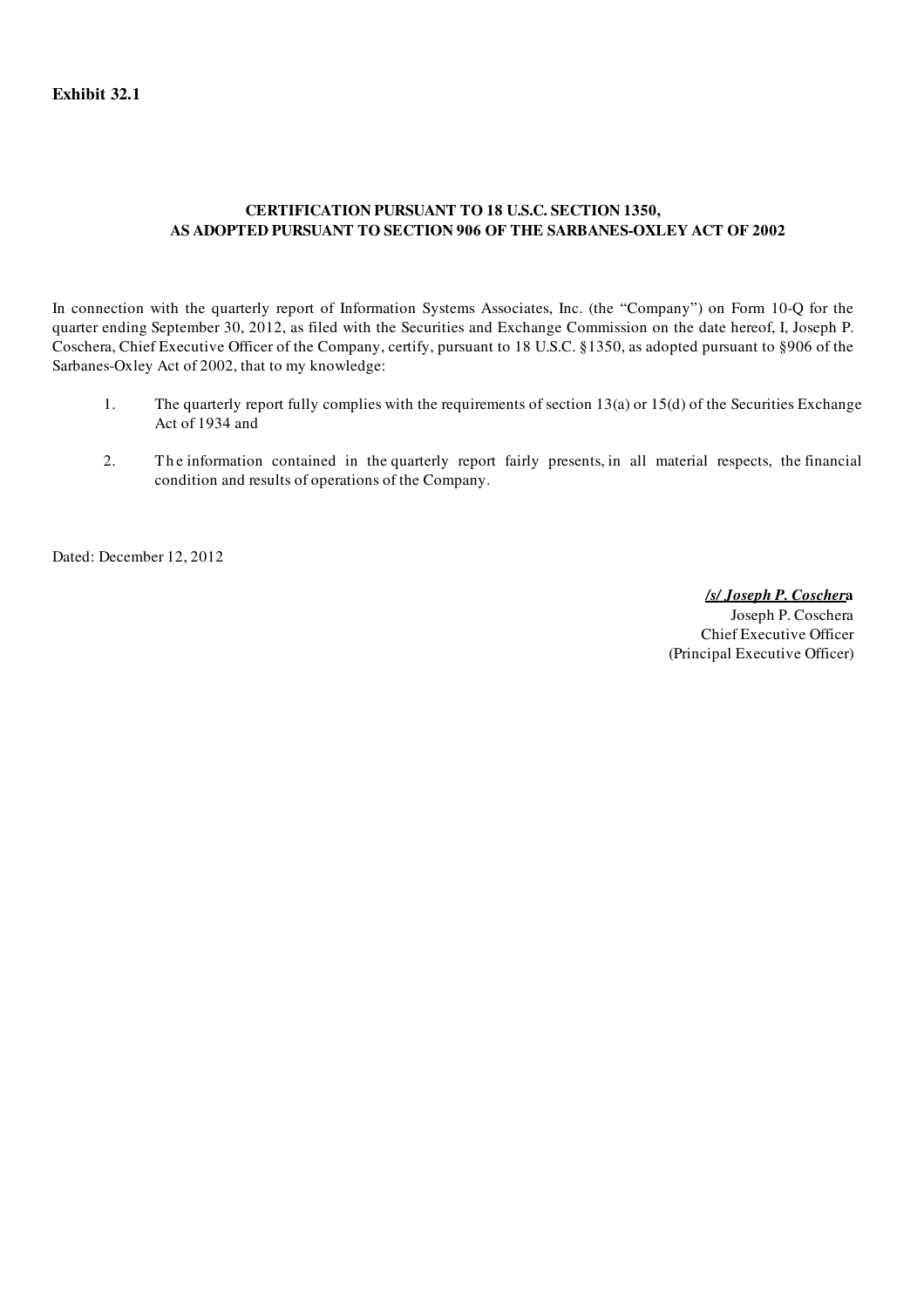**Exhibit 32.1**

**CERTIFICATION PURSUANT TO 18 U.S.C. SECTION 1350,
AS ADOPTED PURSUANT TO SECTION 906 OF THE SARBANES-OXLEY ACT OF 2002**

In connection with the quarterly report of Information Systems Associates, Inc. (the "Company") on Form 10-Q for the quarter ending September 30, 2012, as filed with the Securities and Exchange Commission on the date hereof, I, Joseph P. Coschera, Chief Executive Officer of the Company, certify, pursuant to 18 U.S.C. §1350, as adopted pursuant to §906 of the Sarbanes-Oxley Act of 2002, that to my knowledge:

1. The quarterly report fully complies with the requirements of section 13(a) or 15(d) of the Securities Exchange Act of 1934 and

2. The information contained in the quarterly report fairly presents, in all material respects, the financial condition and results of operations of the Company.

Dated: December 12, 2012

***/s/ Joseph P. Coschera***
Joseph P. Coschera
Chief Executive Officer
(Principal Executive Officer)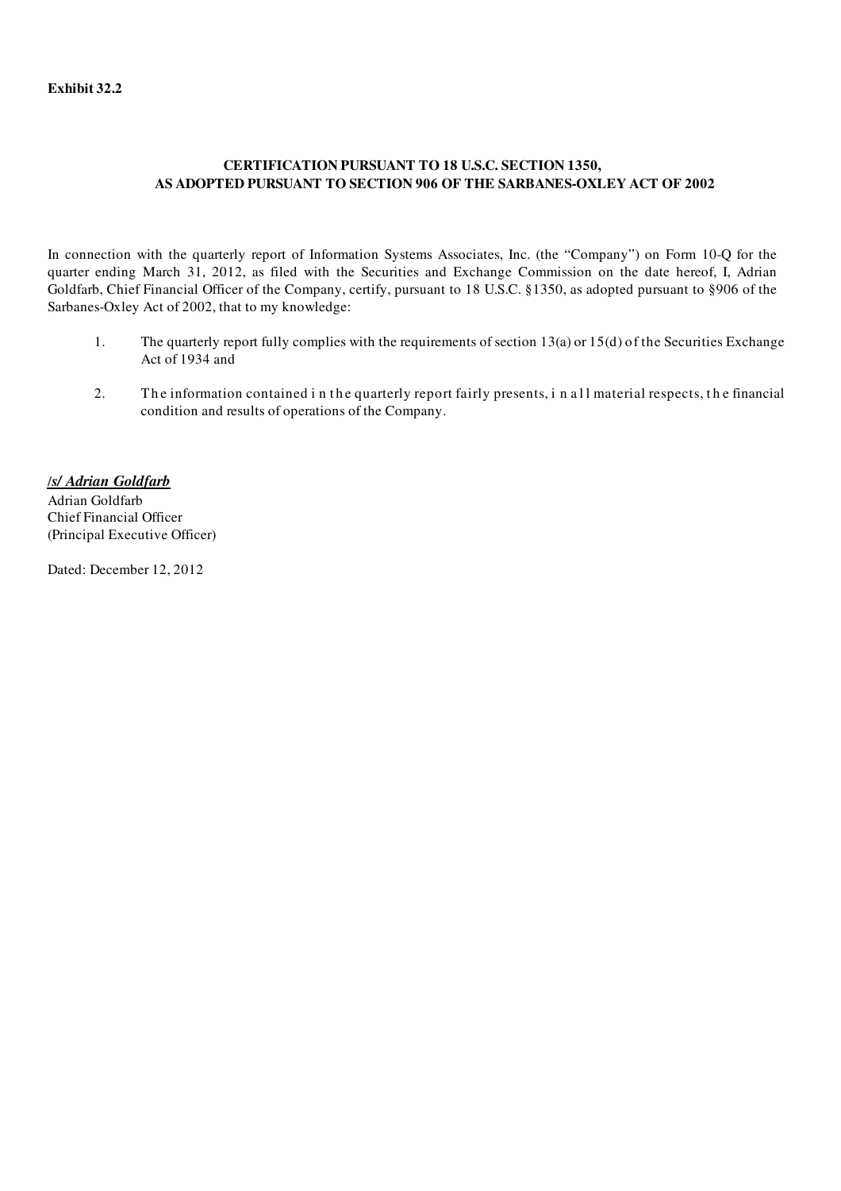**Exhibit 32.2**

**CERTIFICATION PURSUANT TO 18 U.S.C. SECTION 1350, AS ADOPTED PURSUANT TO SECTION 906 OF THE SARBANES-OXLEY ACT OF 2002**

In connection with the quarterly report of Information Systems Associates, Inc. (the "Company") on Form 10-Q for the quarter ending March 31, 2012, as filed with the Securities and Exchange Commission on the date hereof, I, Adrian Goldfarb, Chief Financial Officer of the Company, certify, pursuant to 18 U.S.C. §1350, as adopted pursuant to §906 of the Sarbanes-Oxley Act of 2002, that to my knowledge:

1. The quarterly report fully complies with the requirements of section 13(a) or 15(d) of the Securities Exchange Act of 1934 and

2. The information contained in the quarterly report fairly presents, in all material respects, the financial condition and results of operations of the Company.

***/s/ Adrian Goldfarb***
Adrian Goldfarb
Chief Financial Officer
(Principal Executive Officer)

Dated: December 12, 2012